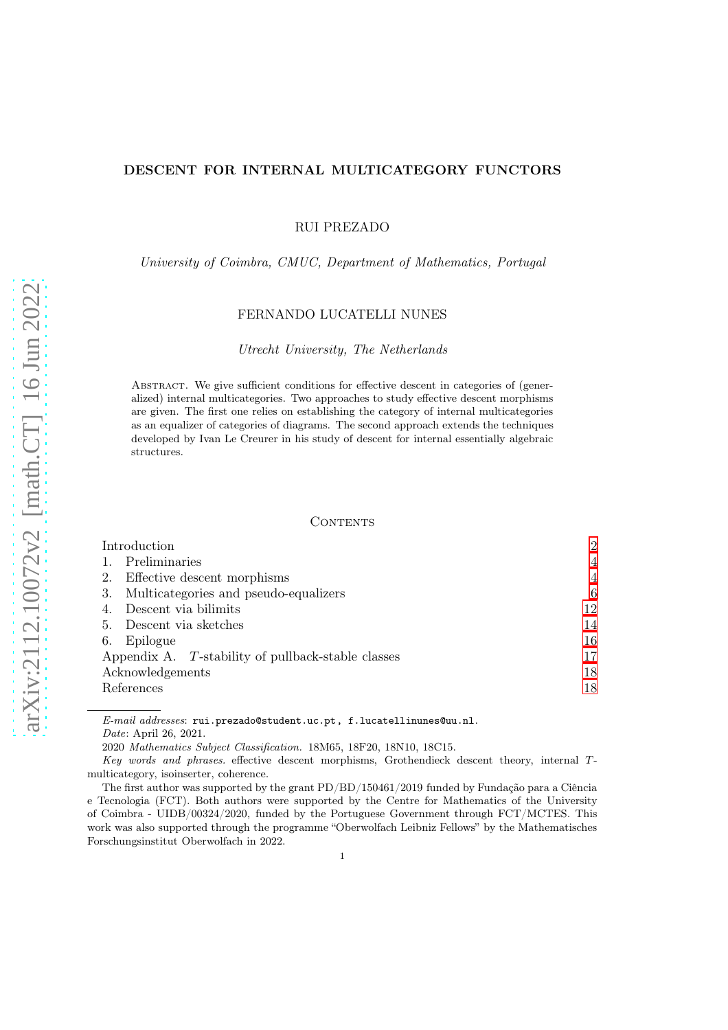# DESCENT FOR INTERNAL MULTICATEGORY FUNCTORS

RUI PREZADO

*University of Coimbra, CMUC, Department of Mathematics, Portugal*

FERNANDO LUCATELLI NUNES

*Utrecht University, The Netherlands*

Abstract. We give sufficient conditions for effective descent in categories of (generalized) internal multicategories. Two approaches to study effective descent morphisms are given. The first one relies on establishing the category of internal multicategories as an equalizer of categories of diagrams. The second approach extends the techniques developed by Ivan Le Creurer in his study of descent for internal essentially algebraic structures.

## Contents

| | |
|---|---|
| Introduction | 2 |
| 1. Preliminaries | 4 |
| 2. Effective descent morphisms | 4 |
| 3. Multicategories and pseudo-equalizers | 6 |
| 4. Descent via bilimits | 12 |
| 5. Descent via sketches | 14 |
| 6. Epilogue | 16 |
| Appendix A. $T$-stability of pullback-stable classes | 17 |
| Acknowledgements | 18 |
| References | 18 |

---

*E-mail addresses*: `rui.prezado@student.uc.pt, f.lucatellinunes@uu.nl`.

*Date*: April 26, 2021.

2020 *Mathematics Subject Classification.* 18M65, 18F20, 18N10, 18C15.

*Key words and phrases.* effective descent morphisms, Grothendieck descent theory, internal $T$-multicategory, isoinserter, coherence.

The first author was supported by the grant PD/BD/150461/2019 funded by Fundação para a Ciência e Tecnologia (FCT). Both authors were supported by the Centre for Mathematics of the University of Coimbra - UIDB/00324/2020, funded by the Portuguese Government through FCT/MCTES. This work was also supported through the programme "Oberwolfach Leibniz Fellows" by the Mathematisches Forschungsinstitut Oberwolfach in 2022.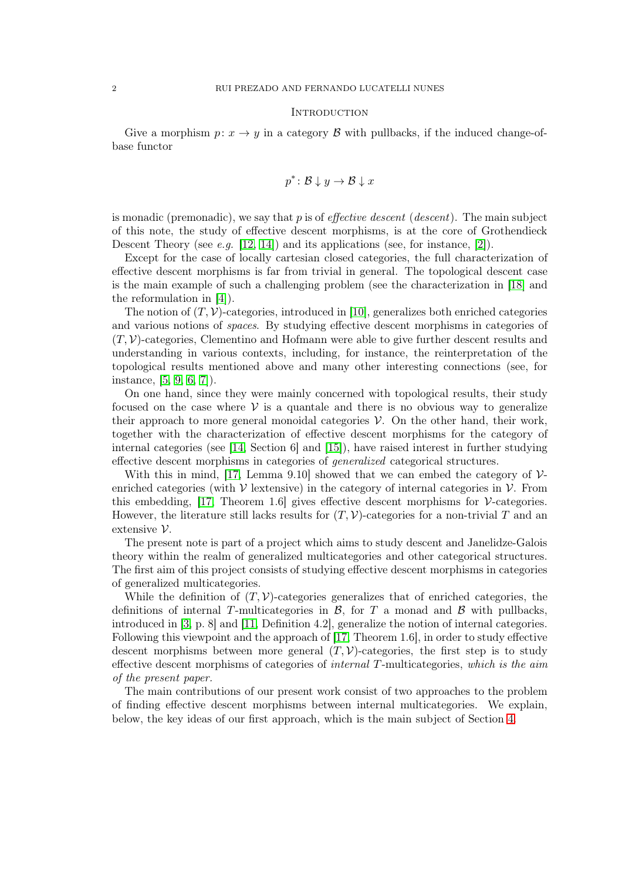## Introduction

Give a morphism $p\colon x \to y$ in a category $\mathcal{B}$ with pullbacks, if the induced change-of-base functor

$$p^*\colon \mathcal{B}\downarrow y \to \mathcal{B}\downarrow x$$

is monadic (premonadic), we say that $p$ is of *effective descent* (*descent*). The main subject of this note, the study of effective descent morphisms, is at the core of Grothendieck Descent Theory (see *e.g.* [12, 14]) and its applications (see, for instance, [2]).

Except for the case of locally cartesian closed categories, the full characterization of effective descent morphisms is far from trivial in general. The topological descent case is the main example of such a challenging problem (see the characterization in [18] and the reformulation in [4]).

The notion of $(T, \mathcal{V})$-categories, introduced in [10], generalizes both enriched categories and various notions of *spaces*. By studying effective descent morphisms in categories of $(T, \mathcal{V})$-categories, Clementino and Hofmann were able to give further descent results and understanding in various contexts, including, for instance, the reinterpretation of the topological results mentioned above and many other interesting connections (see, for instance, [5, 9, 6, 7]).

On one hand, since they were mainly concerned with topological results, their study focused on the case where $\mathcal{V}$ is a quantale and there is no obvious way to generalize their approach to more general monoidal categories $\mathcal{V}$. On the other hand, their work, together with the characterization of effective descent morphisms for the category of internal categories (see [14, Section 6] and [15]), have raised interest in further studying effective descent morphisms in categories of *generalized* categorical structures.

With this in mind, [17, Lemma 9.10] showed that we can embed the category of $\mathcal{V}$-enriched categories (with $\mathcal{V}$ lextensive) in the category of internal categories in $\mathcal{V}$. From this embedding, [17, Theorem 1.6] gives effective descent morphisms for $\mathcal{V}$-categories. However, the literature still lacks results for $(T, \mathcal{V})$-categories for a non-trivial $T$ and an extensive $\mathcal{V}$.

The present note is part of a project which aims to study descent and Janelidze-Galois theory within the realm of generalized multicategories and other categorical structures. The first aim of this project consists of studying effective descent morphisms in categories of generalized multicategories.

While the definition of $(T, \mathcal{V})$-categories generalizes that of enriched categories, the definitions of internal $T$-multicategories in $\mathcal{B}$, for $T$ a monad and $\mathcal{B}$ with pullbacks, introduced in [3, p. 8] and [11, Definition 4.2], generalize the notion of internal categories. Following this viewpoint and the approach of [17, Theorem 1.6], in order to study effective descent morphisms between more general $(T, \mathcal{V})$-categories, the first step is to study effective descent morphisms of categories of *internal* $T$-multicategories, *which is the aim of the present paper*.

The main contributions of our present work consist of two approaches to the problem of finding effective descent morphisms between internal multicategories. We explain, below, the key ideas of our first approach, which is the main subject of Section 4.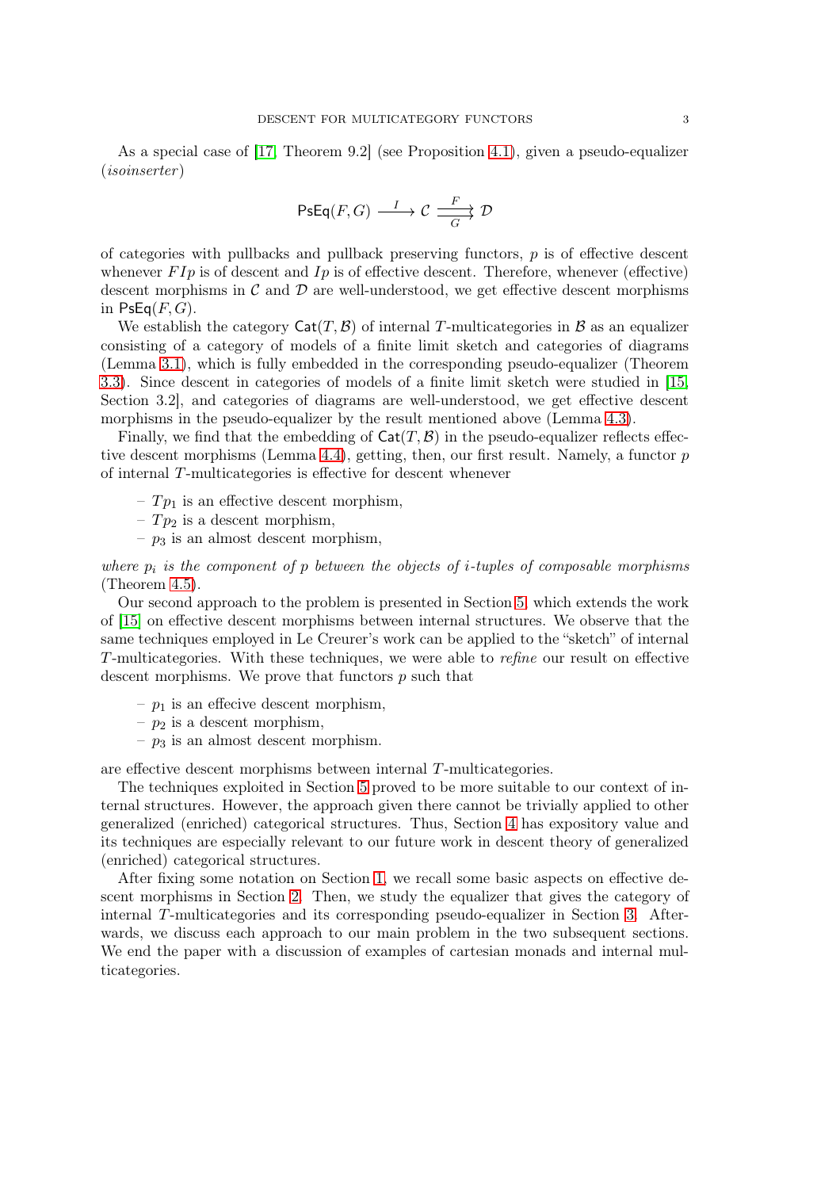As a special case of [17, Theorem 9.2] (see Proposition 4.1), given a pseudo-equalizer (*isoinserter*)

$$\mathsf{PsEq}(F,G) \xrightarrow{\ I\ } \mathcal{C} \overset{F}{\underset{G}{\rightrightarrows}} \mathcal{D}$$

of categories with pullbacks and pullback preserving functors, $p$ is of effective descent whenever $FIp$ is of descent and $Ip$ is of effective descent. Therefore, whenever (effective) descent morphisms in $\mathcal{C}$ and $\mathcal{D}$ are well-understood, we get effective descent morphisms in $\mathsf{PsEq}(F,G)$.

We establish the category $\mathsf{Cat}(T,\mathcal{B})$ of internal $T$-multicategories in $\mathcal{B}$ as an equalizer consisting of a category of models of a finite limit sketch and categories of diagrams (Lemma 3.1), which is fully embedded in the corresponding pseudo-equalizer (Theorem 3.3). Since descent in categories of models of a finite limit sketch were studied in [15, Section 3.2], and categories of diagrams are well-understood, we get effective descent morphisms in the pseudo-equalizer by the result mentioned above (Lemma 4.3).

Finally, we find that the embedding of $\mathsf{Cat}(T,\mathcal{B})$ in the pseudo-equalizer reflects effective descent morphisms (Lemma 4.4), getting, then, our first result. Namely, a functor $p$ of internal $T$-multicategories is effective for descent whenever

- $Tp_1$ is an effective descent morphism,
- $Tp_2$ is a descent morphism,
- $p_3$ is an almost descent morphism,

*where $p_i$ is the component of $p$ between the objects of $i$-tuples of composable morphisms* (Theorem 4.5).

Our second approach to the problem is presented in Section 5, which extends the work of [15] on effective descent morphisms between internal structures. We observe that the same techniques employed in Le Creurer's work can be applied to the "sketch" of internal $T$-multicategories. With these techniques, we were able to *refine* our result on effective descent morphisms. We prove that functors $p$ such that

- $p_1$ is an effecive descent morphism,
- $p_2$ is a descent morphism,
- $p_3$ is an almost descent morphism.

are effective descent morphisms between internal $T$-multicategories.

The techniques exploited in Section 5 proved to be more suitable to our context of internal structures. However, the approach given there cannot be trivially applied to other generalized (enriched) categorical structures. Thus, Section 4 has expository value and its techniques are especially relevant to our future work in descent theory of generalized (enriched) categorical structures.

After fixing some notation on Section 1, we recall some basic aspects on effective descent morphisms in Section 2. Then, we study the equalizer that gives the category of internal $T$-multicategories and its corresponding pseudo-equalizer in Section 3. Afterwards, we discuss each approach to our main problem in the two subsequent sections. We end the paper with a discussion of examples of cartesian monads and internal multicategories.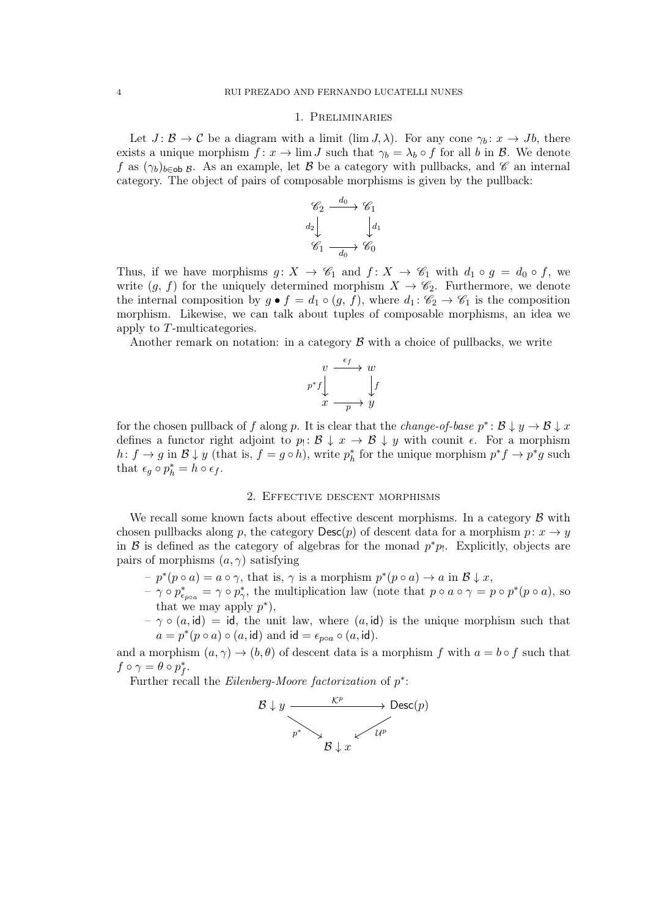## 1. Preliminaries

Let $J\colon \mathcal{B} \to \mathcal{C}$ be a diagram with a limit $(\lim J, \lambda)$. For any cone $\gamma_b \colon x \to Jb$, there exists a unique morphism $f\colon x \to \lim J$ such that $\gamma_b = \lambda_b \circ f$ for all $b$ in $\mathcal{B}$. We denote $f$ as $(\gamma_b)_{b \in \mathsf{ob}\,\mathcal{B}}$. As an example, let $\mathcal{B}$ be a category with pullbacks, and $\mathscr{C}$ an internal category. The object of pairs of composable morphisms is given by the pullback:

$$\begin{array}{ccc} \mathscr{C}_2 & \xrightarrow{d_0} & \mathscr{C}_1 \\ {\scriptstyle d_2}\downarrow & & \downarrow{\scriptstyle d_1} \\ \mathscr{C}_1 & \xrightarrow[d_0]{} & \mathscr{C}_0 \end{array}$$

Thus, if we have morphisms $g\colon X \to \mathscr{C}_1$ and $f\colon X \to \mathscr{C}_1$ with $d_1 \circ g = d_0 \circ f$, we write $(g,\, f)$ for the uniquely determined morphism $X \to \mathscr{C}_2$. Furthermore, we denote the internal composition by $g \bullet f = d_1 \circ (g,\, f)$, where $d_1 \colon \mathscr{C}_2 \to \mathscr{C}_1$ is the composition morphism. Likewise, we can talk about tuples of composable morphisms, an idea we apply to $T$-multicategories.

Another remark on notation: in a category $\mathcal{B}$ with a choice of pullbacks, we write

$$\begin{array}{ccc} v & \xrightarrow{\epsilon_f} & w \\ {\scriptstyle p^*f}\downarrow & & \downarrow{\scriptstyle f} \\ x & \xrightarrow[p]{} & y \end{array}$$

for the chosen pullback of $f$ along $p$. It is clear that the *change-of-base* $p^* \colon \mathcal{B} \downarrow y \to \mathcal{B} \downarrow x$ defines a functor right adjoint to $p_! \colon \mathcal{B} \downarrow x \to \mathcal{B} \downarrow y$ with counit $\epsilon$. For a morphism $h\colon f \to g$ in $\mathcal{B} \downarrow y$ (that is, $f = g \circ h$), write $p^*_h$ for the unique morphism $p^*f \to p^*g$ such that $\epsilon_g \circ p^*_h = h \circ \epsilon_f$.

## 2. Effective descent morphisms

We recall some known facts about effective descent morphisms. In a category $\mathcal{B}$ with chosen pullbacks along $p$, the category $\mathsf{Desc}(p)$ of descent data for a morphism $p\colon x \to y$ in $\mathcal{B}$ is defined as the category of algebras for the monad $p^*p_!$. Explicitly, objects are pairs of morphisms $(a, \gamma)$ satisfying

- $p^*(p \circ a) = a \circ \gamma$, that is, $\gamma$ is a morphism $p^*(p \circ a) \to a$ in $\mathcal{B} \downarrow x$,
- $\gamma \circ p^*_{\epsilon_{p \circ a}} = \gamma \circ p^*_\gamma$, the multiplication law (note that $p \circ a \circ \gamma = p \circ p^*(p \circ a)$, so that we may apply $p^*$),
- $\gamma \circ (a, \mathsf{id}) = \mathsf{id}$, the unit law, where $(a, \mathsf{id})$ is the unique morphism such that $a = p^*(p \circ a) \circ (a, \mathsf{id})$ and $\mathsf{id} = \epsilon_{p \circ a} \circ (a, \mathsf{id})$.

and a morphism $(a, \gamma) \to (b, \theta)$ of descent data is a morphism $f$ with $a = b \circ f$ such that $f \circ \gamma = \theta \circ p^*_f$.

Further recall the *Eilenberg-Moore factorization* of $p^*$:

$$\begin{array}{ccc} \mathcal{B} \downarrow y & \xrightarrow{\mathcal{K}^p} & \mathsf{Desc}(p) \\ & {\scriptstyle p^*}\searrow \quad \swarrow{\scriptstyle \mathcal{U}^p} & \\ & \mathcal{B} \downarrow x & \end{array}$$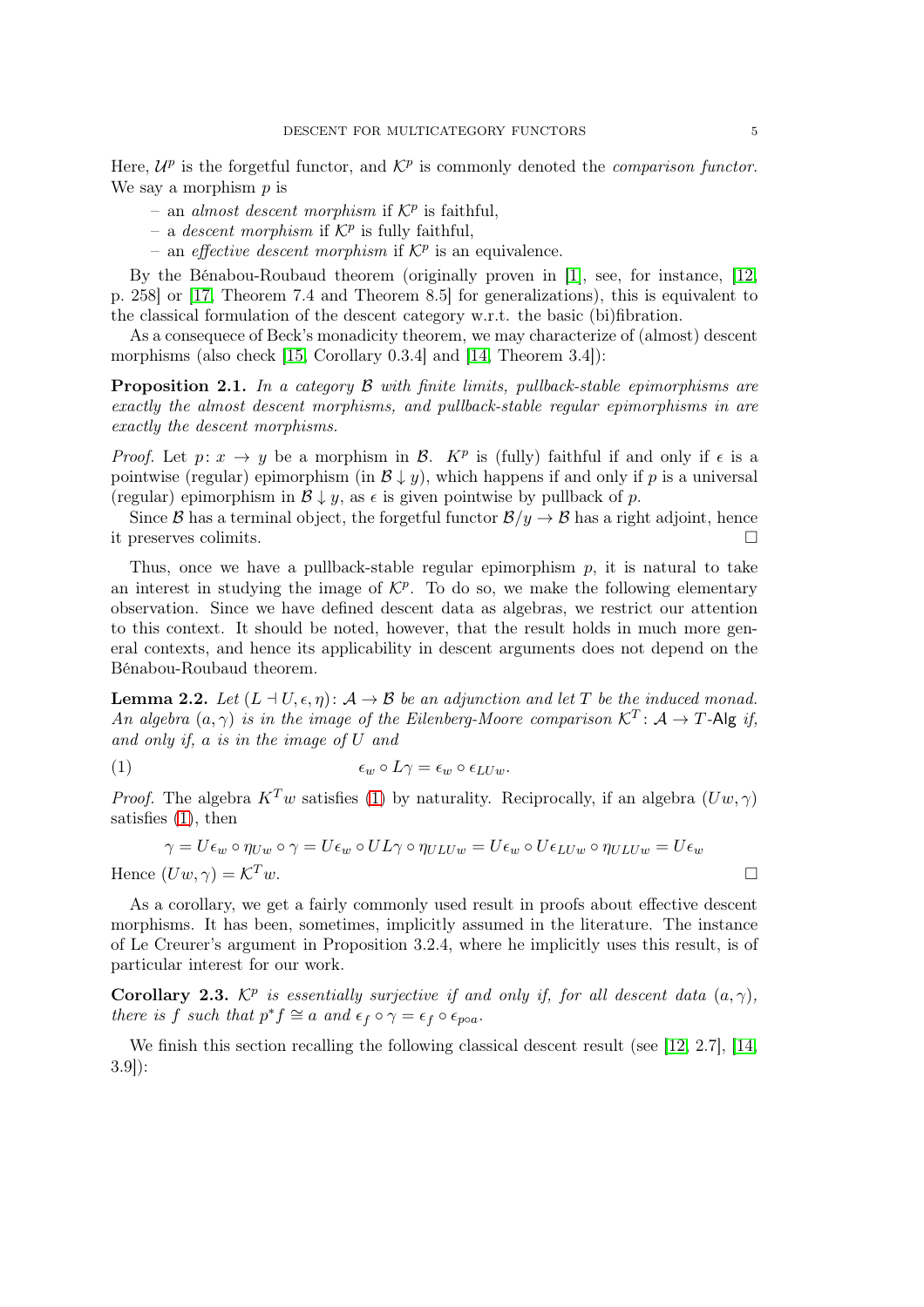Here, $\mathcal{U}^p$ is the forgetful functor, and $\mathcal{K}^p$ is commonly denoted the *comparison functor*. We say a morphism $p$ is

- an *almost descent morphism* if $\mathcal{K}^p$ is faithful,
- a *descent morphism* if $\mathcal{K}^p$ is fully faithful,
- an *effective descent morphism* if $\mathcal{K}^p$ is an equivalence.

By the Bénabou-Roubaud theorem (originally proven in [1], see, for instance, [12, p. 258] or [17, Theorem 7.4 and Theorem 8.5] for generalizations), this is equivalent to the classical formulation of the descent category w.r.t. the basic (bi)fibration.

As a consequece of Beck's monadicity theorem, we may characterize of (almost) descent morphisms (also check [15, Corollary 0.3.4] and [14, Theorem 3.4]):

**Proposition 2.1.** *In a category $\mathcal{B}$ with finite limits, pullback-stable epimorphisms are exactly the almost descent morphisms, and pullback-stable regular epimorphisms in are exactly the descent morphisms.*

*Proof.* Let $p\colon x \to y$ be a morphism in $\mathcal{B}$. $K^p$ is (fully) faithful if and only if $\epsilon$ is a pointwise (regular) epimorphism (in $\mathcal{B} \downarrow y$), which happens if and only if $p$ is a universal (regular) epimorphism in $\mathcal{B} \downarrow y$, as $\epsilon$ is given pointwise by pullback of $p$.

Since $\mathcal{B}$ has a terminal object, the forgetful functor $\mathcal{B}/y \to \mathcal{B}$ has a right adjoint, hence it preserves colimits. □

Thus, once we have a pullback-stable regular epimorphism $p$, it is natural to take an interest in studying the image of $\mathcal{K}^p$. To do so, we make the following elementary observation. Since we have defined descent data as algebras, we restrict our attention to this context. It should be noted, however, that the result holds in much more general contexts, and hence its applicability in descent arguments does not depend on the Bénabou-Roubaud theorem.

**Lemma 2.2.** *Let $(L \dashv U, \epsilon, \eta)\colon \mathcal{A} \to \mathcal{B}$ be an adjunction and let $T$ be the induced monad. An algebra $(a, \gamma)$ is in the image of the Eilenberg-Moore comparison $\mathcal{K}^T\colon \mathcal{A} \to T\text{-}\mathsf{Alg}$ if, and only if, $a$ is in the image of $U$ and*

$$\epsilon_w \circ L\gamma = \epsilon_w \circ \epsilon_{LUw}. \tag{1}$$

*Proof.* The algebra $K^T w$ satisfies (1) by naturality. Reciprocally, if an algebra $(Uw, \gamma)$ satisfies (1), then

$$\gamma = U\epsilon_w \circ \eta_{Uw} \circ \gamma = U\epsilon_w \circ UL\gamma \circ \eta_{ULUw} = U\epsilon_w \circ U\epsilon_{LUw} \circ \eta_{ULUw} = U\epsilon_w$$

Hence $(Uw, \gamma) = \mathcal{K}^T w$. □

As a corollary, we get a fairly commonly used result in proofs about effective descent morphisms. It has been, sometimes, implicitly assumed in the literature. The instance of Le Creurer's argument in Proposition 3.2.4, where he implicitly uses this result, is of particular interest for our work.

**Corollary 2.3.** *$\mathcal{K}^p$ is essentially surjective if and only if, for all descent data $(a, \gamma)$, there is $f$ such that $p^* f \cong a$ and $\epsilon_f \circ \gamma = \epsilon_f \circ \epsilon_{p \circ a}$.*

We finish this section recalling the following classical descent result (see [12, 2.7], [14, 3.9]):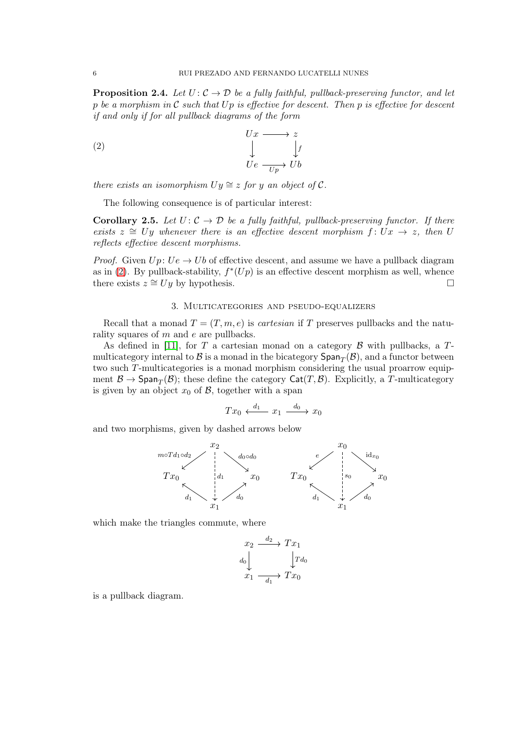**Proposition 2.4.** *Let $U\colon \mathcal{C} \to \mathcal{D}$ be a fully faithful, pullback-preserving functor, and let $p$ be a morphism in $\mathcal{C}$ such that $Up$ is effective for descent. Then $p$ is effective for descent if and only if for all pullback diagrams of the form*

$$
\begin{array}{ccc}
Ux & \longrightarrow & z \\
\big\downarrow & & \big\downarrow f \\
Ue & \xrightarrow[Up]{} & Ub
\end{array}
\tag{2}
$$

*there exists an isomorphism $Uy \cong z$ for $y$ an object of $\mathcal{C}$.*

The following consequence is of particular interest:

**Corollary 2.5.** *Let $U\colon \mathcal{C} \to \mathcal{D}$ be a fully faithful, pullback-preserving functor. If there exists $z \cong Uy$ whenever there is an effective descent morphism $f\colon Ux \to z$, then $U$ reflects effective descent morphisms.*

*Proof.* Given $Up\colon Ue \to Ub$ of effective descent, and assume we have a pullback diagram as in (2). By pullback-stability, $f^*(Up)$ is an effective descent morphism as well, whence there exists $z \cong Uy$ by hypothesis. □

## 3. Multicategories and pseudo-equalizers

Recall that a monad $T = (T, m, e)$ is *cartesian* if $T$ preserves pullbacks and the naturality squares of $m$ and $e$ are pullbacks.

As defined in [11], for $T$ a cartesian monad on a category $\mathcal{B}$ with pullbacks, a $T$-multicategory internal to $\mathcal{B}$ is a monad in the bicategory $\mathsf{Span}_T(\mathcal{B})$, and a functor between two such $T$-multicategories is a monad morphism considering the usual proarrow equipment $\mathcal{B} \to \mathsf{Span}_T(\mathcal{B})$; these define the category $\mathsf{Cat}(T, \mathcal{B})$. Explicitly, a $T$-multicategory is given by an object $x_0$ of $\mathcal{B}$, together with a span

$$
Tx_0 \xleftarrow{\;d_1\;} x_1 \xrightarrow{\;d_0\;} x_0
$$

and two morphisms, given by dashed arrows below

$$
\begin{array}{ccccc}
 & & x_2 & & \\
 & \swarrow^{m\circ Td_1 \circ d_2} & \Big\downarrow{\scriptstyle d_1} & \searrow^{d_0\circ d_0} & \\
Tx_0 & & & & x_0 \\
 & \nwarrow_{d_1} & & \nearrow_{d_0} & \\
 & & x_1 & &
\end{array}
\qquad
\begin{array}{ccccc}
 & & x_0 & & \\
 & \swarrow^{e} & \Big\downarrow{\scriptstyle s_0} & \searrow^{\mathrm{id}_{x_0}} & \\
Tx_0 & & & & x_0 \\
 & \nwarrow_{d_1} & & \nearrow_{d_0} & \\
 & & x_1 & &
\end{array}
$$

which make the triangles commute, where

$$
\begin{array}{ccc}
x_2 & \xrightarrow{\;d_2\;} & Tx_1 \\
{\scriptstyle d_0}\big\downarrow & & \big\downarrow{\scriptstyle Td_0} \\
x_1 & \xrightarrow[d_1]{} & Tx_0
\end{array}
$$

is a pullback diagram.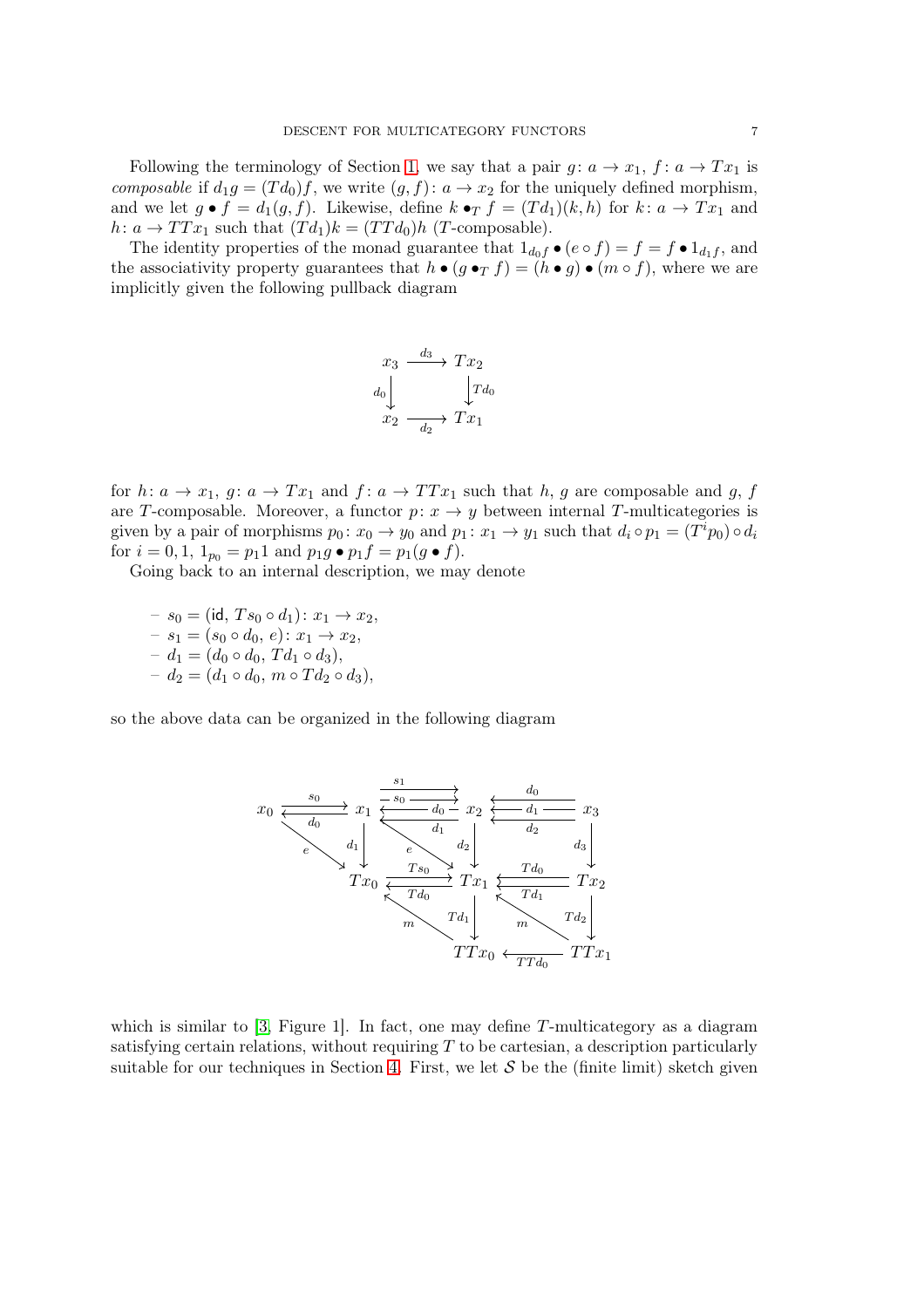Following the terminology of Section 1, we say that a pair $g\colon a \to x_1$, $f\colon a \to Tx_1$ is *composable* if $d_1 g = (Td_0)f$, we write $(g,f)\colon a \to x_2$ for the uniquely defined morphism, and we let $g \bullet f = d_1(g,f)$. Likewise, define $k \bullet_T f = (Td_1)(k,h)$ for $k\colon a \to Tx_1$ and $h\colon a \to TTx_1$ such that $(Td_1)k = (TTd_0)h$ ($T$-composable).

The identity properties of the monad guarantee that $1_{d_0 f} \bullet (e \circ f) = f = f \bullet 1_{d_1 f}$, and the associativity property guarantees that $h \bullet (g \bullet_T f) = (h \bullet g) \bullet (m \circ f)$, where we are implicitly given the following pullback diagram

$$\begin{array}{ccc}
x_3 & \xrightarrow{d_3} & Tx_2 \\
{\scriptstyle d_0}\big\downarrow & & \big\downarrow{\scriptstyle Td_0} \\
x_2 & \xrightarrow[d_2]{} & Tx_1
\end{array}$$

for $h\colon a \to x_1$, $g\colon a \to Tx_1$ and $f\colon a \to TTx_1$ such that $h$, $g$ are composable and $g$, $f$ are $T$-composable. Moreover, a functor $p\colon x \to y$ between internal $T$-multicategories is given by a pair of morphisms $p_0\colon x_0 \to y_0$ and $p_1\colon x_1 \to y_1$ such that $d_i \circ p_1 = (T^i p_0) \circ d_i$ for $i = 0, 1$, $1_{p_0} = p_1 1$ and $p_1 g \bullet p_1 f = p_1(g \bullet f)$.

Going back to an internal description, we may denote

- $s_0 = (\mathsf{id},\, Ts_0 \circ d_1)\colon x_1 \to x_2$,
- $s_1 = (s_0 \circ d_0,\, e)\colon x_1 \to x_2$,
- $d_1 = (d_0 \circ d_0,\, Td_1 \circ d_3)$,
- $d_2 = (d_1 \circ d_0,\, m \circ Td_2 \circ d_3)$,

so the above data can be organized in the following diagram

$$\begin{array}{ccccccc}
x_0 & \underset{d_0}{\overset{s_0}{\rightleftarrows}} & x_1 & \underset{d_0,\, d_1}{\overset{s_1,\, s_0}{\rightleftarrows}} & x_2 & \overset{d_0,\, d_1,\, d_2}{\longleftarrow} & x_3 \\
 & {\scriptstyle e}\searrow & {\scriptstyle d_1}\big\downarrow & {\scriptstyle e}\searrow & {\scriptstyle d_2}\big\downarrow & & \big\downarrow{\scriptstyle d_3} \\
 & & Tx_0 & \underset{Td_0}{\overset{Ts_0}{\rightleftarrows}} & Tx_1 & \overset{Td_0,\, Td_1}{\longleftarrow} & Tx_2 \\
 & & & {\scriptstyle m}\nwarrow & {\scriptstyle Td_1}\big\downarrow & {\scriptstyle m}\nwarrow & \big\downarrow{\scriptstyle Td_2} \\
 & & & & TTx_0 & \xleftarrow[TTd_0]{} & TTx_1
\end{array}$$

which is similar to [3, Figure 1]. In fact, one may define $T$-multicategory as a diagram satisfying certain relations, without requiring $T$ to be cartesian, a description particularly suitable for our techniques in Section 4. First, we let $\mathcal{S}$ be the (finite limit) sketch given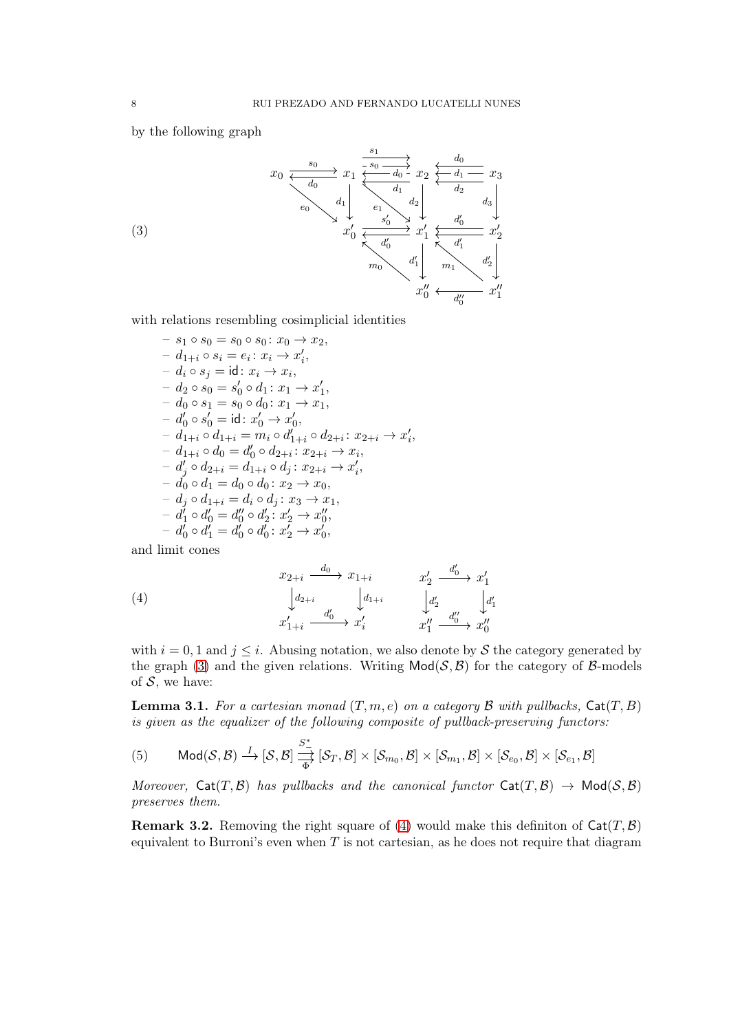by the following graph

$$
\begin{array}{ccccccc}
x_0 & \underset{d_0}{\overset{s_0}{\rightleftarrows}} & x_1 & \overset{s_1,\ s_0}{\underset{d_0,\ d_1}{\rightleftarrows}} & x_2 & \overset{d_0,\ d_1,\ d_2}{\longleftarrow} & x_3 \\
& \searrow^{e_0} & \downarrow d_1 & \searrow^{e_1} & \downarrow d_2 & & \downarrow d_3 \\
& & x_0' & \underset{d_0'}{\overset{s_0'}{\rightleftarrows}} & x_1' & \overset{d_0',\ d_1'}{\longleftarrow} & x_2' \\
& & & \nwarrow^{m_0} & \downarrow d_1' & \nwarrow^{m_1} & \downarrow d_2' \\
& & & & x_0'' & \overset{d_0''}{\longleftarrow} & x_1''
\end{array}
\tag{3}
$$

with relations resembling cosimplicial identities

- $s_1 \circ s_0 = s_0 \circ s_0 \colon x_0 \to x_2$,
- $d_{1+i} \circ s_i = e_i \colon x_i \to x_i'$,
- $d_i \circ s_j = \mathsf{id} \colon x_i \to x_i$,
- $d_2 \circ s_0 = s_0' \circ d_1 \colon x_1 \to x_1'$,
- $d_0 \circ s_1 = s_0 \circ d_0 \colon x_1 \to x_1$,
- $d_0' \circ s_0' = \mathsf{id} \colon x_0' \to x_0'$,
- $d_{1+i} \circ d_{1+i} = m_i \circ d_{1+i}' \circ d_{2+i} \colon x_{2+i} \to x_i'$,
- $d_{1+i} \circ d_0 = d_0' \circ d_{2+i} \colon x_{2+i} \to x_i$,
- $d_j' \circ d_{2+i} = d_{1+i} \circ d_j \colon x_{2+i} \to x_i'$,
- $d_0 \circ d_1 = d_0 \circ d_0 \colon x_2 \to x_0$,
- $d_j \circ d_{1+i} = d_i \circ d_j \colon x_3 \to x_1$,
- $d_1' \circ d_0' = d_0'' \circ d_2' \colon x_2' \to x_0''$,
- $d_0' \circ d_1' = d_0' \circ d_0' \colon x_2' \to x_0'$,

and limit cones

$$
\begin{array}{ccc}
x_{2+i} & \xrightarrow{d_0} & x_{1+i} \\
\downarrow{\scriptstyle d_{2+i}} & & \downarrow{\scriptstyle d_{1+i}} \\
x_{1+i}' & \xrightarrow{d_0'} & x_i'
\end{array}
\qquad\qquad
\begin{array}{ccc}
x_2' & \xrightarrow{d_0'} & x_1' \\
\downarrow{\scriptstyle d_2'} & & \downarrow{\scriptstyle d_1'} \\
x_1'' & \xrightarrow{d_0''} & x_0''
\end{array}
\tag{4}
$$

with $i = 0, 1$ and $j \leq i$. Abusing notation, we also denote by $\mathcal{S}$ the category generated by the graph (3) and the given relations. Writing $\mathsf{Mod}(\mathcal{S}, \mathcal{B})$ for the category of $\mathcal{B}$-models of $\mathcal{S}$, we have:

**Lemma 3.1.** *For a cartesian monad $(T, m, e)$ on a category $\mathcal{B}$ with pullbacks, $\mathsf{Cat}(T, B)$ is given as the equalizer of the following composite of pullback-preserving functors:*

$$
\mathsf{Mod}(\mathcal{S}, \mathcal{B}) \xrightarrow{I} [\mathcal{S}, \mathcal{B}] \underset{\Phi}{\overset{S^*_-}{\rightrightarrows}} [\mathcal{S}_T, \mathcal{B}] \times [\mathcal{S}_{m_0}, \mathcal{B}] \times [\mathcal{S}_{m_1}, \mathcal{B}] \times [\mathcal{S}_{e_0}, \mathcal{B}] \times [\mathcal{S}_{e_1}, \mathcal{B}]
\tag{5}
$$

*Moreover, $\mathsf{Cat}(T, \mathcal{B})$ has pullbacks and the canonical functor $\mathsf{Cat}(T, \mathcal{B}) \to \mathsf{Mod}(\mathcal{S}, \mathcal{B})$ preserves them.*

**Remark 3.2.** Removing the right square of (4) would make this definiton of $\mathsf{Cat}(T, \mathcal{B})$ equivalent to Burroni's even when $T$ is not cartesian, as he does not require that diagram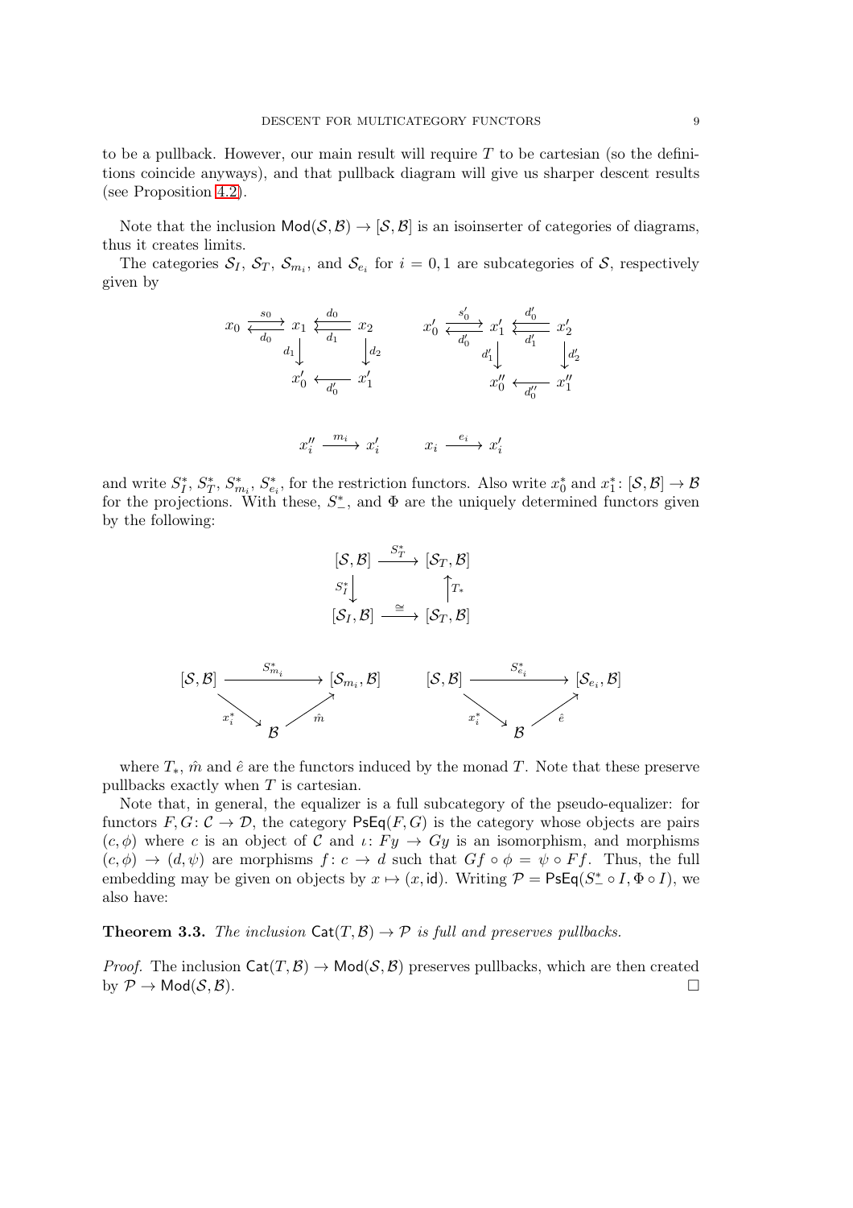to be a pullback. However, our main result will require $T$ to be cartesian (so the definitions coincide anyways), and that pullback diagram will give us sharper descent results (see Proposition 4.2).

Note that the inclusion $\mathsf{Mod}(\mathcal{S},\mathcal{B}) \to [\mathcal{S},\mathcal{B}]$ is an isoinserter of categories of diagrams, thus it creates limits.

The categories $\mathcal{S}_I$, $\mathcal{S}_T$, $\mathcal{S}_{m_i}$, and $\mathcal{S}_{e_i}$ for $i = 0, 1$ are subcategories of $\mathcal{S}$, respectively given by

$$
\begin{array}{ccccc}
x_0 & \underset{d_0}{\overset{s_0}{\rightleftarrows}} & x_1 & \underset{d_1}{\overset{d_0}{\leftleftarrows}} & x_2 \\
 & & \downarrow{\scriptstyle d_1} & & \downarrow{\scriptstyle d_2} \\
 & & x_0' & \underset{d_0'}{\longleftarrow} & x_1'
\end{array}
\qquad
\begin{array}{ccccc}
x_0' & \underset{d_0'}{\overset{s_0'}{\rightleftarrows}} & x_1' & \underset{d_1'}{\overset{d_0'}{\leftleftarrows}} & x_2' \\
 & & \downarrow{\scriptstyle d_1'} & & \downarrow{\scriptstyle d_2'} \\
 & & x_0'' & \underset{d_0''}{\longleftarrow} & x_1''
\end{array}
$$

$$
x_i'' \xrightarrow{m_i} x_i' \qquad\qquad x_i \xrightarrow{e_i} x_i'
$$

and write $S_I^*$, $S_T^*$, $S_{m_i}^*$, $S_{e_i}^*$, for the restriction functors. Also write $x_0^*$ and $x_1^* \colon [\mathcal{S},\mathcal{B}] \to \mathcal{B}$ for the projections. With these, $S_-^*$, and $\Phi$ are the uniquely determined functors given by the following:

$$
\begin{array}{ccc}
[\mathcal{S},\mathcal{B}] & \xrightarrow{S_T^*} & [\mathcal{S}_T,\mathcal{B}] \\
{\scriptstyle S_I^*}\downarrow & & \uparrow{\scriptstyle T_*} \\
[\mathcal{S}_I,\mathcal{B}] & \xrightarrow{\cong} & [\mathcal{S}_T,\mathcal{B}]
\end{array}
$$

$$
\begin{array}{ccc}
[\mathcal{S},\mathcal{B}] & \xrightarrow{S_{m_i}^*} & [\mathcal{S}_{m_i},\mathcal{B}] \\
& {\scriptstyle x_i^*}\searrow \quad \nearrow{\scriptstyle \hat{m}} & \\
& \mathcal{B} &
\end{array}
\qquad
\begin{array}{ccc}
[\mathcal{S},\mathcal{B}] & \xrightarrow{S_{e_i}^*} & [\mathcal{S}_{e_i},\mathcal{B}] \\
& {\scriptstyle x_i^*}\searrow \quad \nearrow{\scriptstyle \hat{e}} & \\
& \mathcal{B} &
\end{array}
$$

where $T_*$, $\hat{m}$ and $\hat{e}$ are the functors induced by the monad $T$. Note that these preserve pullbacks exactly when $T$ is cartesian.

Note that, in general, the equalizer is a full subcategory of the pseudo-equalizer: for functors $F, G \colon \mathcal{C} \to \mathcal{D}$, the category $\mathsf{PsEq}(F,G)$ is the category whose objects are pairs $(c,\phi)$ where $c$ is an object of $\mathcal{C}$ and $\iota \colon Fy \to Gy$ is an isomorphism, and morphisms $(c,\phi) \to (d,\psi)$ are morphisms $f \colon c \to d$ such that $Gf \circ \phi = \psi \circ Ff$. Thus, the full embedding may be given on objects by $x \mapsto (x, \mathsf{id})$. Writing $\mathcal{P} = \mathsf{PsEq}(S_-^* \circ I, \Phi \circ I)$, we also have:

**Theorem 3.3.** *The inclusion $\mathsf{Cat}(T,\mathcal{B}) \to \mathcal{P}$ is full and preserves pullbacks.*

*Proof.* The inclusion $\mathsf{Cat}(T,\mathcal{B}) \to \mathsf{Mod}(\mathcal{S},\mathcal{B})$ preserves pullbacks, which are then created by $\mathcal{P} \to \mathsf{Mod}(\mathcal{S},\mathcal{B})$. □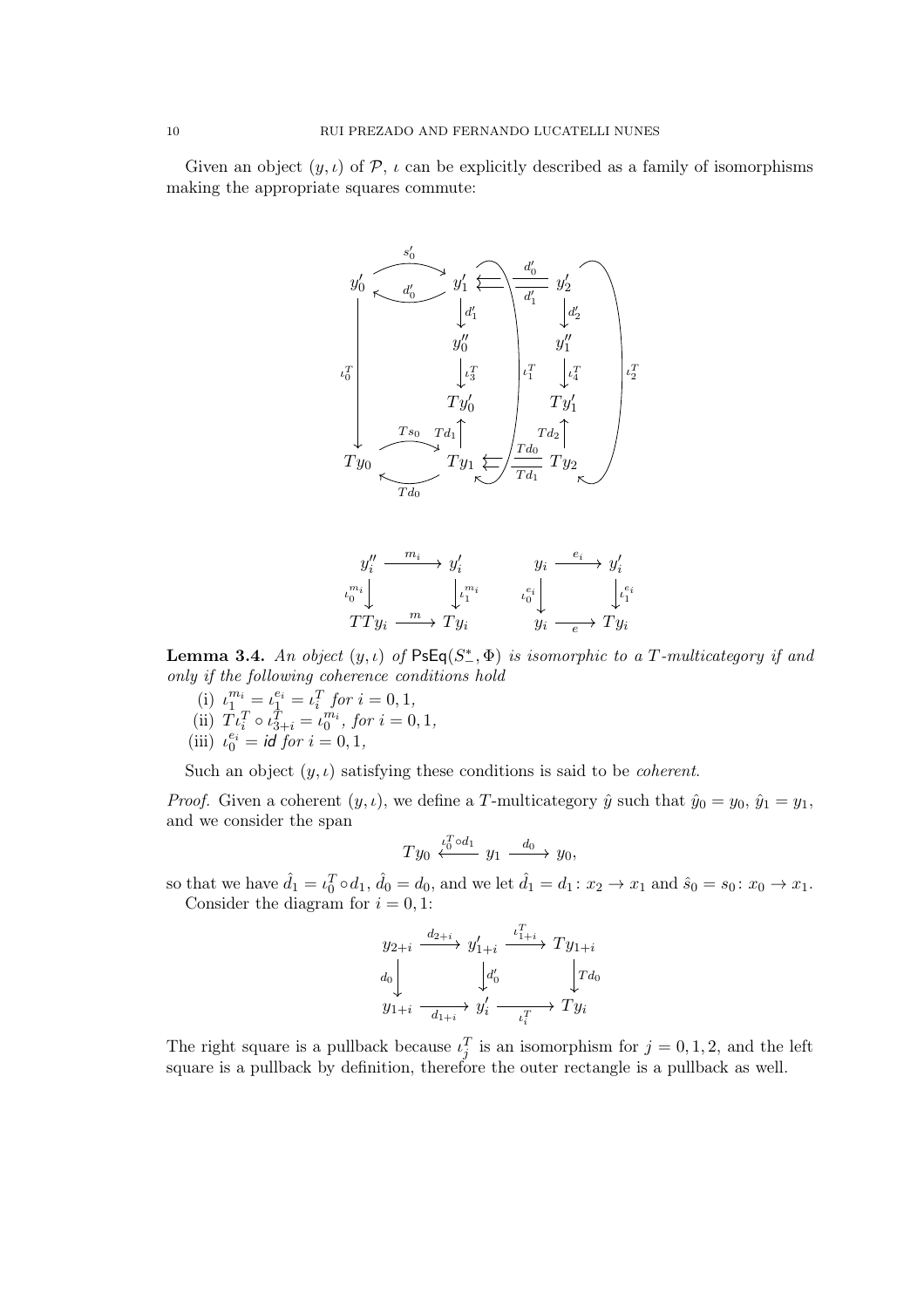Given an object $(y, \iota)$ of $\mathcal{P}$, $\iota$ can be explicitly described as a family of isomorphisms making the appropriate squares commute:

$$
\begin{array}{ccccc}
y_0' & \underset{d_0'}{\overset{s_0'}{\rightleftarrows}} & y_1' & \overset{d_0'}{\underset{d_1'}{\leftleftarrows}} & y_2' \\
 & & \downarrow d_1' & & \downarrow d_2' \\
\downarrow \iota_0^T & & y_0'' & \iota_1^T & y_1'' & \iota_2^T \\
 & & \downarrow \iota_3^T & & \downarrow \iota_4^T \\
 & & Ty_0' & & Ty_1' \\
 & & \uparrow Td_1 & & \uparrow Td_2 \\
Ty_0 & \underset{Td_0}{\overset{Ts_0}{\rightleftarrows}} & Ty_1 & \overset{Td_0}{\underset{Td_1}{\leftleftarrows}} & Ty_2
\end{array}
$$

$$
\begin{array}{ccc}
y_i'' & \xrightarrow{m_i} & y_i' \\
\iota_0^{m_i}\downarrow & & \downarrow \iota_1^{m_i} \\
TTy_i & \xrightarrow{m} & Ty_i
\end{array}
\qquad
\begin{array}{ccc}
y_i & \xrightarrow{e_i} & y_i' \\
\iota_0^{e_i}\downarrow & & \downarrow \iota_1^{e_i} \\
y_i & \xrightarrow{e} & Ty_i
\end{array}
$$

**Lemma 3.4.** *An object $(y, \iota)$ of $\mathsf{PsEq}(S_-^*, \Phi)$ is isomorphic to a $T$-multicategory if and only if the following coherence conditions hold*

(i) $\iota_1^{m_i} = \iota_1^{e_i} = \iota_i^T$ *for* $i = 0, 1$,
(ii) $T\iota_i^T \circ \iota_{3+i}^T = \iota_0^{m_i}$, *for* $i = 0, 1$,
(iii) $\iota_0^{e_i} = \mathit{id}$ *for* $i = 0, 1$,

Such an object $(y, \iota)$ satisfying these conditions is said to be *coherent*.

*Proof.* Given a coherent $(y, \iota)$, we define a $T$-multicategory $\hat{y}$ such that $\hat{y}_0 = y_0$, $\hat{y}_1 = y_1$, and we consider the span

$$Ty_0 \xleftarrow{\iota_0^T \circ d_1} y_1 \xrightarrow{d_0} y_0,$$

so that we have $\hat{d}_1 = \iota_0^T \circ d_1$, $\hat{d}_0 = d_0$, and we let $\hat{d}_1 = d_1 \colon x_2 \to x_1$ and $\hat{s}_0 = s_0 \colon x_0 \to x_1$.

Consider the diagram for $i = 0, 1$:

$$
\begin{array}{ccccc}
y_{2+i} & \xrightarrow{d_{2+i}} & y_{1+i}' & \xrightarrow{\iota_{1+i}^T} & Ty_{1+i} \\
d_0\downarrow & & \downarrow d_0' & & \downarrow Td_0 \\
y_{1+i} & \xrightarrow[d_{1+i}]{} & y_i' & \xrightarrow[\iota_i^T]{} & Ty_i
\end{array}
$$

The right square is a pullback because $\iota_j^T$ is an isomorphism for $j = 0, 1, 2$, and the left square is a pullback by definition, therefore the outer rectangle is a pullback as well.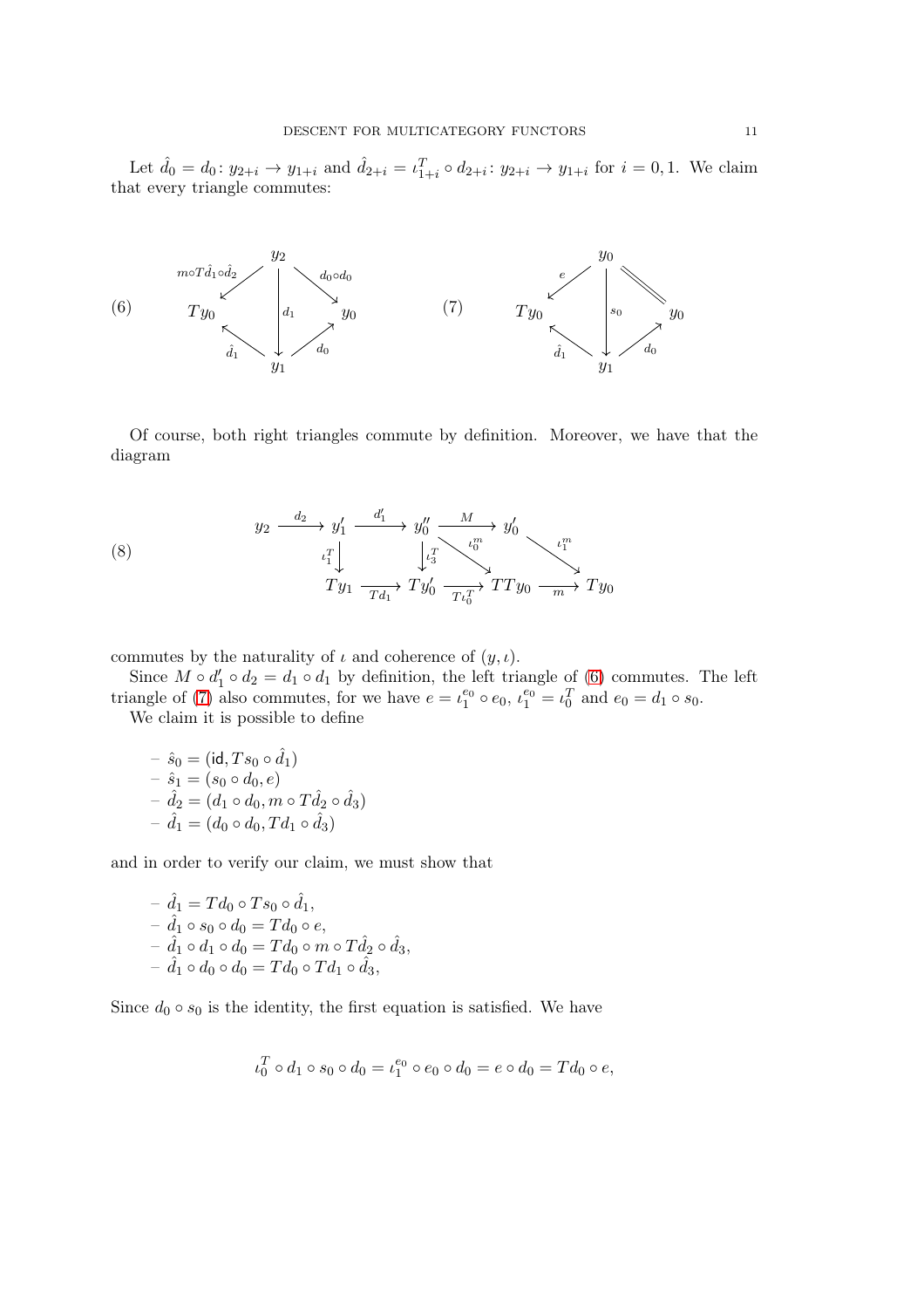Let $\hat{d}_0 = d_0 \colon y_{2+i} \to y_{1+i}$ and $\hat{d}_{2+i} = \iota^T_{1+i} \circ d_{2+i} \colon y_{2+i} \to y_{1+i}$ for $i = 0, 1$. We claim that every triangle commutes:

$$
(6) \qquad
\begin{array}{ccccc}
 & & y_2 & & \\
 & \swarrow^{m \circ T\hat{d}_1 \circ \hat{d}_2} & \downarrow{\scriptstyle d_1} & \searrow^{d_0 \circ d_0} & \\
Ty_0 & & & & y_0 \\
 & \nwarrow_{\hat{d}_1} & & \nearrow_{d_0} & \\
 & & y_1 & &
\end{array}
\qquad\qquad
(7) \qquad
\begin{array}{ccccc}
 & & y_0 & & \\
 & \swarrow^{e} & \downarrow{\scriptstyle s_0} & \searrow^{=} & \\
Ty_0 & & & & y_0 \\
 & \nwarrow_{\hat{d}_1} & & \nearrow_{d_0} & \\
 & & y_1 & &
\end{array}
$$

Of course, both right triangles commute by definition. Moreover, we have that the diagram

$$
(8) \qquad
\begin{array}{ccccccc}
y_2 & \xrightarrow{d_2} & y_1' & \xrightarrow{d_1'} & y_0'' & \xrightarrow{M} & y_0' \\
 & & \downarrow{\scriptstyle \iota^T_1} & & \downarrow{\scriptstyle \iota^T_3} \searrow^{\iota^m_0} & & \searrow^{\iota^m_1} \\
 & & Ty_1 & \xrightarrow[Td_1]{} & Ty_0' \xrightarrow[T\iota^T_0]{} & TTy_0 & \xrightarrow[m]{} Ty_0
\end{array}
$$

commutes by the naturality of $\iota$ and coherence of $(y, \iota)$.

Since $M \circ d_1' \circ d_2 = d_1 \circ d_1$ by definition, the left triangle of (6) commutes. The left triangle of (7) also commutes, for we have $e = \iota^{e_0}_1 \circ e_0$, $\iota^{e_0}_1 = \iota^T_0$ and $e_0 = d_1 \circ s_0$.

We claim it is possible to define

- $\hat{s}_0 = (\mathsf{id}, Ts_0 \circ \hat{d}_1)$
- $\hat{s}_1 = (s_0 \circ d_0, e)$
- $\hat{d}_2 = (d_1 \circ d_0, m \circ T\hat{d}_2 \circ \hat{d}_3)$
- $\hat{d}_1 = (d_0 \circ d_0, Td_1 \circ \hat{d}_3)$

and in order to verify our claim, we must show that

- $\hat{d}_1 = Td_0 \circ Ts_0 \circ \hat{d}_1$,
- $\hat{d}_1 \circ s_0 \circ d_0 = Td_0 \circ e$,
- $\hat{d}_1 \circ d_1 \circ d_0 = Td_0 \circ m \circ T\hat{d}_2 \circ \hat{d}_3$,
- $\hat{d}_1 \circ d_0 \circ d_0 = Td_0 \circ Td_1 \circ \hat{d}_3$,

Since $d_0 \circ s_0$ is the identity, the first equation is satisfied. We have

$$\iota^T_0 \circ d_1 \circ s_0 \circ d_0 = \iota^{e_0}_1 \circ e_0 \circ d_0 = e \circ d_0 = Td_0 \circ e,$$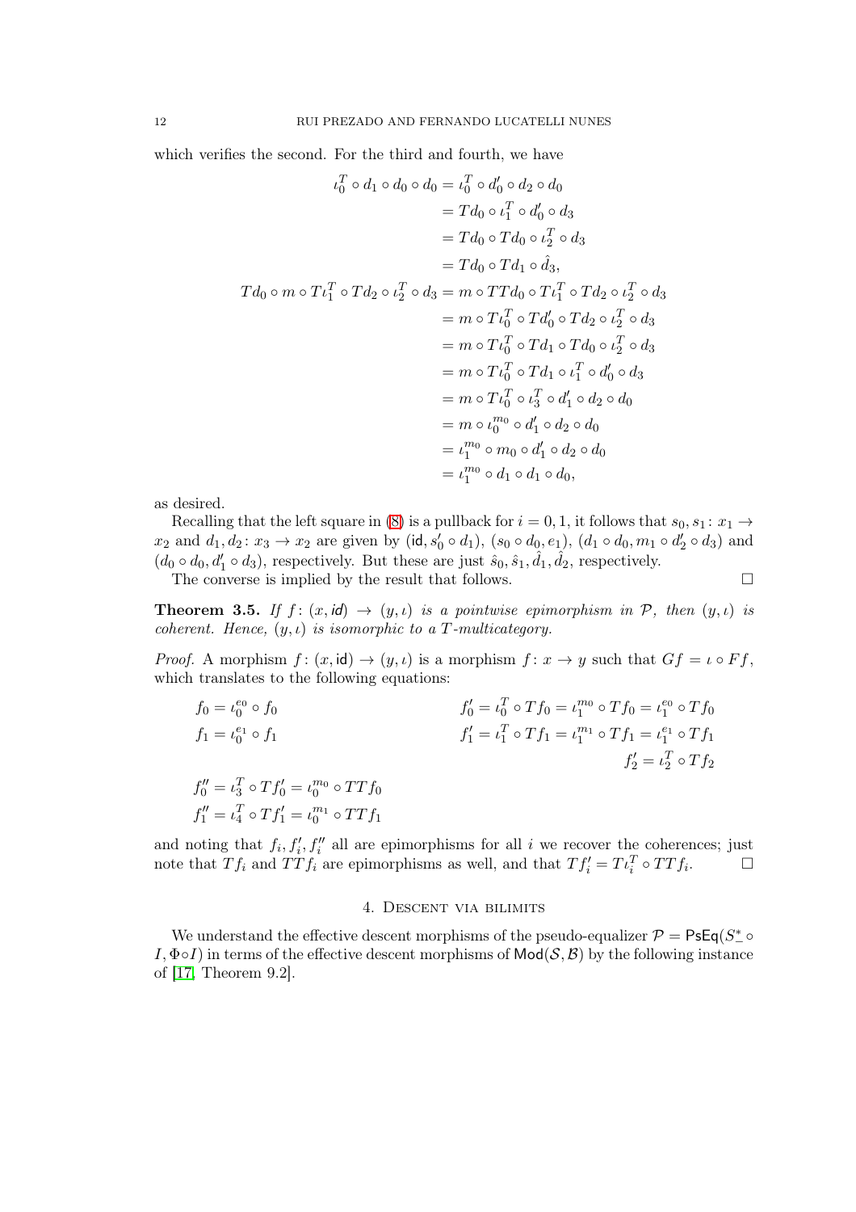which verifies the second. For the third and fourth, we have

$$
\begin{aligned}
\iota_0^T \circ d_1 \circ d_0 \circ d_0 &= \iota_0^T \circ d_0' \circ d_2 \circ d_0 \\
&= Td_0 \circ \iota_1^T \circ d_0' \circ d_3 \\
&= Td_0 \circ Td_0 \circ \iota_2^T \circ d_3 \\
&= Td_0 \circ Td_1 \circ \hat{d}_3, \\
Td_0 \circ m \circ T\iota_1^T \circ Td_2 \circ \iota_2^T \circ d_3 &= m \circ TTd_0 \circ T\iota_1^T \circ Td_2 \circ \iota_2^T \circ d_3 \\
&= m \circ T\iota_0^T \circ Td_0' \circ Td_2 \circ \iota_2^T \circ d_3 \\
&= m \circ T\iota_0^T \circ Td_1 \circ Td_0 \circ \iota_2^T \circ d_3 \\
&= m \circ T\iota_0^T \circ Td_1 \circ \iota_1^T \circ d_0' \circ d_3 \\
&= m \circ T\iota_0^T \circ \iota_3^T \circ d_1' \circ d_2 \circ d_0 \\
&= m \circ \iota_0^{m_0} \circ d_1' \circ d_2 \circ d_0 \\
&= \iota_1^{m_0} \circ m_0 \circ d_1' \circ d_2 \circ d_0 \\
&= \iota_1^{m_0} \circ d_1 \circ d_1 \circ d_0,
\end{aligned}
$$

as desired.

Recalling that the left square in (8) is a pullback for $i = 0, 1$, it follows that $s_0, s_1 \colon x_1 \to x_2$ and $d_1, d_2 \colon x_3 \to x_2$ are given by $(\mathsf{id}, s_0' \circ d_1)$, $(s_0 \circ d_0, e_1)$, $(d_1 \circ d_0, m_1 \circ d_2' \circ d_3)$ and $(d_0 \circ d_0, d_1' \circ d_3)$, respectively. But these are just $\hat{s}_0, \hat{s}_1, \hat{d}_1, \hat{d}_2$, respectively.

The converse is implied by the result that follows. □

**Theorem 3.5.** *If $f \colon (x, \mathit{id}) \to (y, \iota)$ is a pointwise epimorphism in $\mathcal{P}$, then $(y, \iota)$ is coherent. Hence, $(y, \iota)$ is isomorphic to a $T$-multicategory.*

*Proof.* A morphism $f \colon (x, \mathsf{id}) \to (y, \iota)$ is a morphism $f \colon x \to y$ such that $Gf = \iota \circ Ff$, which translates to the following equations:

$$
\begin{aligned}
f_0 &= \iota_0^{e_0} \circ f_0 & f_0' &= \iota_0^T \circ Tf_0 = \iota_1^{m_0} \circ Tf_0 = \iota_1^{e_0} \circ Tf_0 \\
f_1 &= \iota_0^{e_1} \circ f_1 & f_1' &= \iota_1^T \circ Tf_1 = \iota_1^{m_1} \circ Tf_1 = \iota_1^{e_1} \circ Tf_1 \\
& & f_2' &= \iota_2^T \circ Tf_2
\end{aligned}
$$

$$
\begin{aligned}
f_0'' &= \iota_3^T \circ Tf_0' = \iota_0^{m_0} \circ TTf_0 \\
f_1'' &= \iota_4^T \circ Tf_1' = \iota_0^{m_1} \circ TTf_1
\end{aligned}
$$

and noting that $f_i, f_i', f_i''$ all are epimorphisms for all $i$ we recover the coherences; just note that $Tf_i$ and $TTf_i$ are epimorphisms as well, and that $Tf_i' = T\iota_i^T \circ TTf_i$. □

## 4. Descent via bilimits

We understand the effective descent morphisms of the pseudo-equalizer $\mathcal{P} = \mathsf{PsEq}(S_-^* \circ I, \Phi \circ I)$ in terms of the effective descent morphisms of $\mathsf{Mod}(\mathcal{S}, \mathcal{B})$ by the following instance of [17, Theorem 9.2].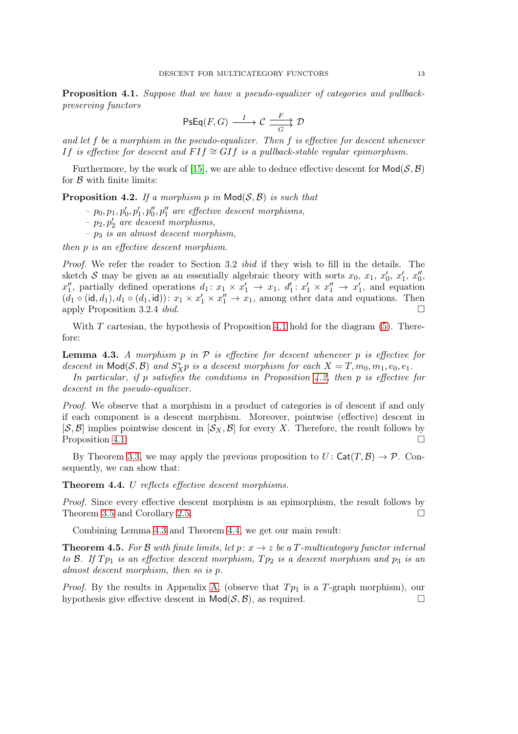**Proposition 4.1.** *Suppose that we have a pseudo-equalizer of categories and pullback-preserving functors*

$$\mathsf{PsEq}(F,G) \xrightarrow{\ I\ } \mathcal{C} \underset{G}{\overset{F}{\rightrightarrows}} \mathcal{D}$$

*and let $f$ be a morphism in the pseudo-equalizer. Then $f$ is effective for descent whenever $If$ is effective for descent and $FIf \cong GIf$ is a pullback-stable regular epimorphism.*

Furthermore, by the work of [15], we are able to deduce effective descent for $\mathsf{Mod}(\mathcal{S},\mathcal{B})$ for $\mathcal{B}$ with finite limits:

**Proposition 4.2.** *If a morphism $p$ in $\mathsf{Mod}(\mathcal{S},\mathcal{B})$ is such that*

- *$p_0, p_1, p_0', p_1', p_0'', p_1''$ are effective descent morphisms,*
- *$p_2, p_2'$ are descent morphisms,*
- *$p_3$ is an almost descent morphism,*

*then $p$ is an effective descent morphism.*

*Proof.* We refer the reader to Section 3.2 *ibid* if they wish to fill in the details. The sketch $\mathcal{S}$ may be given as an essentially algebraic theory with sorts $x_0$, $x_1$, $x_0'$, $x_1'$, $x_0''$, $x_1''$, partially defined operations $d_1\colon x_1 \times x_1' \to x_1$, $d_1'\colon x_1' \times x_1'' \to x_1'$, and equation $(d_1 \circ (\mathsf{id}, d_1), d_1 \circ (d_1, \mathsf{id}))\colon x_1 \times x_1' \times x_1'' \to x_1$, among other data and equations. Then apply Proposition 3.2.4 *ibid.* □

With $T$ cartesian, the hypothesis of Proposition 4.1 hold for the diagram (5). Therefore:

**Lemma 4.3.** *A morphism $p$ in $\mathcal{P}$ is effective for descent whenever $p$ is effective for descent in $\mathsf{Mod}(\mathcal{S},\mathcal{B})$ and $S_X^* p$ is a descent morphism for each $X = T, m_0, m_1, e_0, e_1$.*

*In particular, if $p$ satisfies the conditions in Proposition 4.2, then $p$ is effective for descent in the pseudo-equalizer.*

*Proof.* We observe that a morphism in a product of categories is of descent if and only if each component is a descent morphism. Moreover, pointwise (effective) descent in $[\mathcal{S},\mathcal{B}]$ implies pointwise descent in $[\mathcal{S}_X,\mathcal{B}]$ for every $X$. Therefore, the result follows by Proposition 4.1. □

By Theorem 3.3, we may apply the previous proposition to $U\colon \mathsf{Cat}(T,\mathcal{B}) \to \mathcal{P}$. Consequently, we can show that:

**Theorem 4.4.** *$U$ reflects effective descent morphisms.*

*Proof.* Since every effective descent morphism is an epimorphism, the result follows by Theorem 3.5 and Corollary 2.5. □

Combining Lemma 4.3 and Theorem 4.4, we get our main result:

**Theorem 4.5.** *For $\mathcal{B}$ with finite limits, let $p\colon x \to z$ be a $T$-multicategory functor internal to $\mathcal{B}$. If $Tp_1$ is an effective descent morphism, $Tp_2$ is a descent morphism and $p_3$ is an almost descent morphism, then so is $p$.*

*Proof.* By the results in Appendix A, (observe that $Tp_1$ is a $T$-graph morphism), our hypothesis give effective descent in $\mathsf{Mod}(\mathcal{S},\mathcal{B})$, as required. □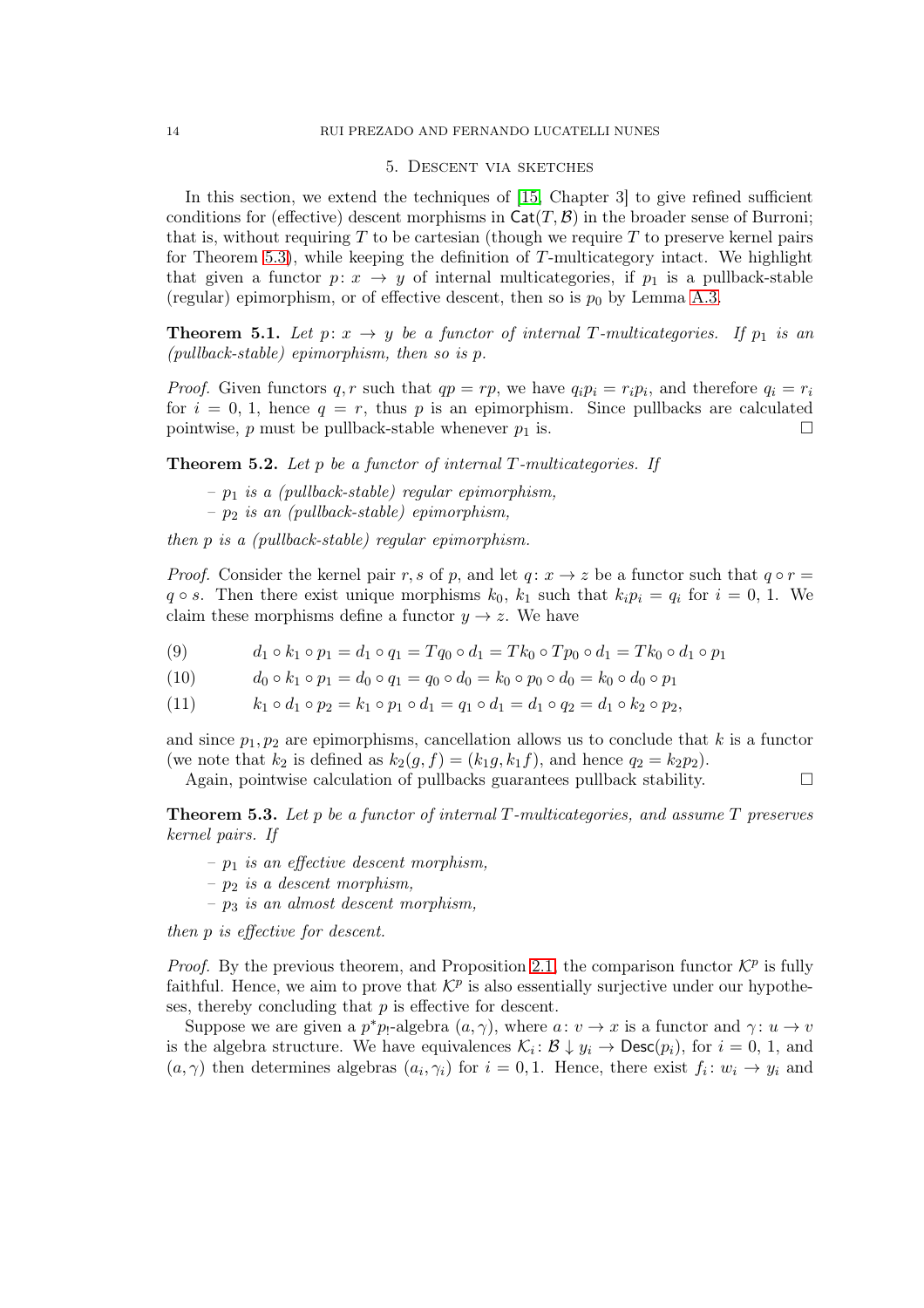## 5. Descent via sketches

In this section, we extend the techniques of [15, Chapter 3] to give refined sufficient conditions for (effective) descent morphisms in $\mathsf{Cat}(T, \mathcal{B})$ in the broader sense of Burroni; that is, without requiring $T$ to be cartesian (though we require $T$ to preserve kernel pairs for Theorem 5.3), while keeping the definition of $T$-multicategory intact. We highlight that given a functor $p \colon x \to y$ of internal multicategories, if $p_1$ is a pullback-stable (regular) epimorphism, or of effective descent, then so is $p_0$ by Lemma A.3.

**Theorem 5.1.** *Let $p \colon x \to y$ be a functor of internal $T$-multicategories. If $p_1$ is an (pullback-stable) epimorphism, then so is $p$.*

*Proof.* Given functors $q, r$ such that $qp = rp$, we have $q_i p_i = r_i p_i$, and therefore $q_i = r_i$ for $i = 0$, 1, hence $q = r$, thus $p$ is an epimorphism. Since pullbacks are calculated pointwise, $p$ must be pullback-stable whenever $p_1$ is. □

**Theorem 5.2.** *Let $p$ be a functor of internal $T$-multicategories. If*

- *$p_1$ is a (pullback-stable) regular epimorphism,*
- *$p_2$ is an (pullback-stable) epimorphism,*

*then $p$ is a (pullback-stable) regular epimorphism.*

*Proof.* Consider the kernel pair $r, s$ of $p$, and let $q \colon x \to z$ be a functor such that $q \circ r = q \circ s$. Then there exist unique morphisms $k_0$, $k_1$ such that $k_i p_i = q_i$ for $i = 0$, 1. We claim these morphisms define a functor $y \to z$. We have

$$d_1 \circ k_1 \circ p_1 = d_1 \circ q_1 = Tq_0 \circ d_1 = Tk_0 \circ Tp_0 \circ d_1 = Tk_0 \circ d_1 \circ p_1 \tag{9}$$

$$d_0 \circ k_1 \circ p_1 = d_0 \circ q_1 = q_0 \circ d_0 = k_0 \circ p_0 \circ d_0 = k_0 \circ d_0 \circ p_1 \tag{10}$$

$$k_1 \circ d_1 \circ p_2 = k_1 \circ p_1 \circ d_1 = q_1 \circ d_1 = d_1 \circ q_2 = d_1 \circ k_2 \circ p_2, \tag{11}$$

and since $p_1, p_2$ are epimorphisms, cancellation allows us to conclude that $k$ is a functor (we note that $k_2$ is defined as $k_2(g, f) = (k_1 g, k_1 f)$, and hence $q_2 = k_2 p_2$).

Again, pointwise calculation of pullbacks guarantees pullback stability. □

**Theorem 5.3.** *Let $p$ be a functor of internal $T$-multicategories, and assume $T$ preserves kernel pairs. If*

- *$p_1$ is an effective descent morphism,*
- *$p_2$ is a descent morphism,*
- *$p_3$ is an almost descent morphism,*

*then $p$ is effective for descent.*

*Proof.* By the previous theorem, and Proposition 2.1, the comparison functor $\mathcal{K}^p$ is fully faithful. Hence, we aim to prove that $\mathcal{K}^p$ is also essentially surjective under our hypotheses, thereby concluding that $p$ is effective for descent.

Suppose we are given a $p^* p_!$-algebra $(a, \gamma)$, where $a \colon v \to x$ is a functor and $\gamma \colon u \to v$ is the algebra structure. We have equivalences $\mathcal{K}_i \colon \mathcal{B} \downarrow y_i \to \mathsf{Desc}(p_i)$, for $i = 0$, 1, and $(a, \gamma)$ then determines algebras $(a_i, \gamma_i)$ for $i = 0, 1$. Hence, there exist $f_i \colon w_i \to y_i$ and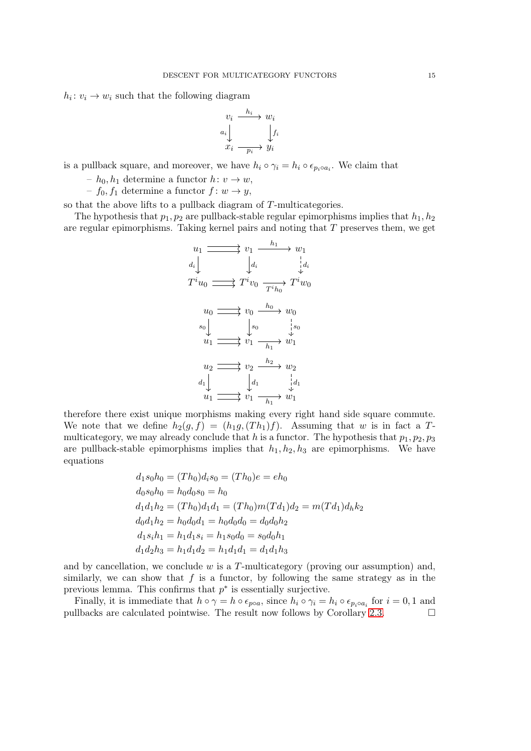$h_i\colon v_i \to w_i$ such that the following diagram

$$\begin{array}{ccc} v_i & \xrightarrow{h_i} & w_i \\ {\scriptstyle a_i}\big\downarrow & & \big\downarrow{\scriptstyle f_i} \\ x_i & \xrightarrow[p_i]{} & y_i \end{array}$$

is a pullback square, and moreover, we have $h_i \circ \gamma_i = h_i \circ \epsilon_{p_i \circ a_i}$. We claim that

- $h_0, h_1$ determine a functor $h\colon v \to w$,
- $f_0, f_1$ determine a functor $f\colon w \to y$,

so that the above lifts to a pullback diagram of $T$-multicategories.

The hypothesis that $p_1, p_2$ are pullback-stable regular epimorphisms implies that $h_1, h_2$ are regular epimorphisms. Taking kernel pairs and noting that $T$ preserves them, we get

$$\begin{array}{ccccc} u_1 & \rightrightarrows & v_1 & \xrightarrow{h_1} & w_1 \\ {\scriptstyle d_i}\big\downarrow & & \big\downarrow{\scriptstyle d_i} & & \vdots\downarrow{\scriptstyle d_i} \\ T^i u_0 & \rightrightarrows & T^i v_0 & \xrightarrow[T^i h_0]{} & T^i w_0 \end{array}$$

$$\begin{array}{ccccc} u_0 & \rightrightarrows & v_0 & \xrightarrow{h_0} & w_0 \\ {\scriptstyle s_0}\big\downarrow & & \big\downarrow{\scriptstyle s_0} & & \vdots\downarrow{\scriptstyle s_0} \\ u_1 & \rightrightarrows & v_1 & \xrightarrow[h_1]{} & w_1 \end{array}$$

$$\begin{array}{ccccc} u_2 & \rightrightarrows & v_2 & \xrightarrow{h_2} & w_2 \\ {\scriptstyle d_1}\big\downarrow & & \big\downarrow{\scriptstyle d_1} & & \vdots\downarrow{\scriptstyle d_1} \\ u_1 & \rightrightarrows & v_1 & \xrightarrow[h_1]{} & w_1 \end{array}$$

therefore there exist unique morphisms making every right hand side square commute. We note that we define $h_2(g, f) = (h_1 g, (Th_1)f)$. Assuming that $w$ is in fact a $T$-multicategory, we may already conclude that $h$ is a functor. The hypothesis that $p_1, p_2, p_3$ are pullback-stable epimorphisms implies that $h_1, h_2, h_3$ are epimorphisms. We have equations

$$\begin{aligned} d_1 s_0 h_0 &= (Th_0) d_i s_0 = (Th_0) e = e h_0 \\ d_0 s_0 h_0 &= h_0 d_0 s_0 = h_0 \\ d_1 d_1 h_2 &= (Th_0) d_1 d_1 = (Th_0) m (T d_1) d_2 = m (T d_1) d_h k_2 \\ d_0 d_1 h_2 &= h_0 d_0 d_1 = h_0 d_0 d_0 = d_0 d_0 h_2 \\ d_1 s_i h_1 &= h_1 d_1 s_i = h_1 s_0 d_0 = s_0 d_0 h_1 \\ d_1 d_2 h_3 &= h_1 d_1 d_2 = h_1 d_1 d_1 = d_1 d_1 h_3 \end{aligned}$$

and by cancellation, we conclude $w$ is a $T$-multicategory (proving our assumption) and, similarly, we can show that $f$ is a functor, by following the same strategy as in the previous lemma. This confirms that $p^*$ is essentially surjective.

Finally, it is immediate that $h \circ \gamma = h \circ \epsilon_{p \circ a}$, since $h_i \circ \gamma_i = h_i \circ \epsilon_{p_i \circ a_i}$ for $i = 0, 1$ and pullbacks are calculated pointwise. The result now follows by Corollary 2.3. $\square$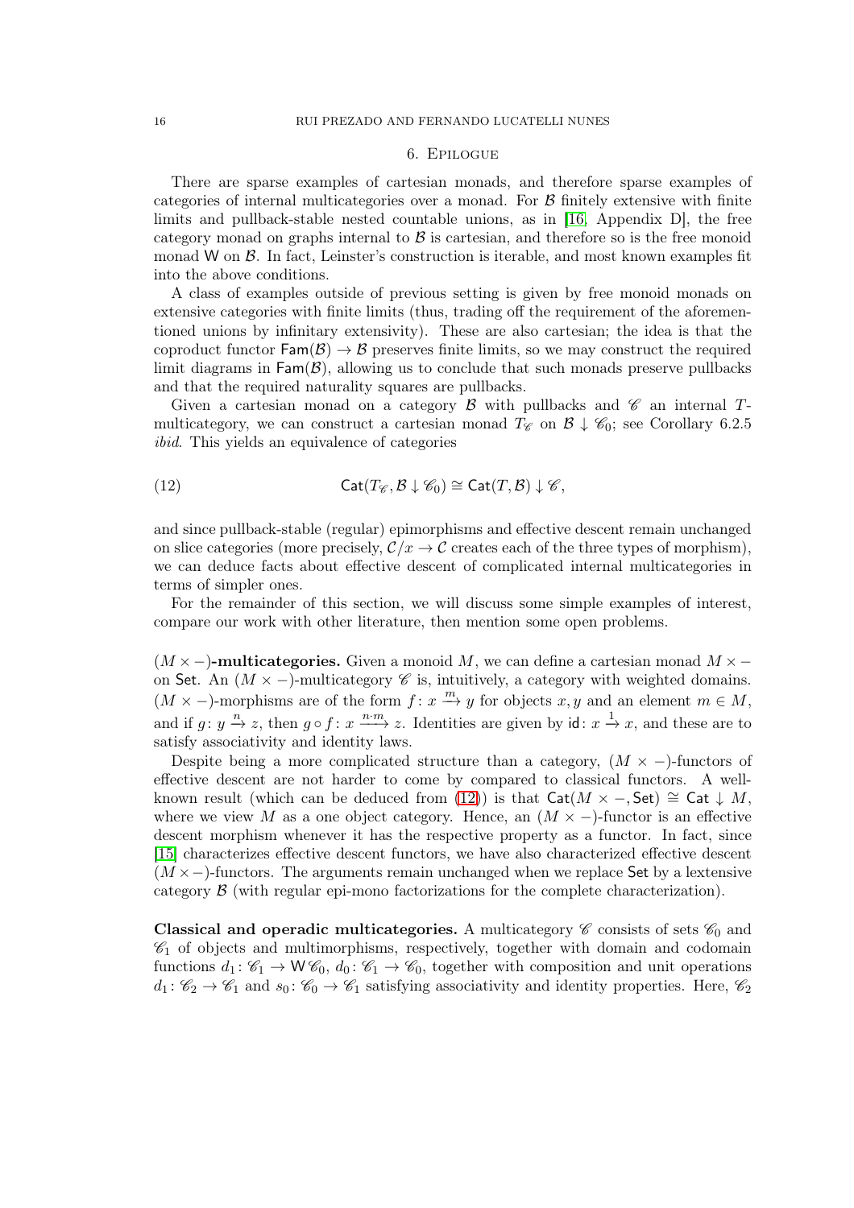## 6. Epilogue

There are sparse examples of cartesian monads, and therefore sparse examples of categories of internal multicategories over a monad. For $\mathcal{B}$ finitely extensive with finite limits and pullback-stable nested countable unions, as in [16, Appendix D], the free category monad on graphs internal to $\mathcal{B}$ is cartesian, and therefore so is the free monoid monad $\mathsf{W}$ on $\mathcal{B}$. In fact, Leinster's construction is iterable, and most known examples fit into the above conditions.

A class of examples outside of previous setting is given by free monoid monads on extensive categories with finite limits (thus, trading off the requirement of the aforementioned unions by infinitary extensivity). These are also cartesian; the idea is that the coproduct functor $\mathsf{Fam}(\mathcal{B}) \to \mathcal{B}$ preserves finite limits, so we may construct the required limit diagrams in $\mathsf{Fam}(\mathcal{B})$, allowing us to conclude that such monads preserve pullbacks and that the required naturality squares are pullbacks.

Given a cartesian monad on a category $\mathcal{B}$ with pullbacks and $\mathscr{C}$ an internal $T$-multicategory, we can construct a cartesian monad $T_{\mathscr{C}}$ on $\mathcal{B} \downarrow \mathscr{C}_0$; see Corollary 6.2.5 *ibid*. This yields an equivalence of categories

$$\mathsf{Cat}(T_{\mathscr{C}}, \mathcal{B} \downarrow \mathscr{C}_0) \cong \mathsf{Cat}(T, \mathcal{B}) \downarrow \mathscr{C}, \tag{12}$$

and since pullback-stable (regular) epimorphisms and effective descent remain unchanged on slice categories (more precisely, $\mathcal{C}/x \to \mathcal{C}$ creates each of the three types of morphism), we can deduce facts about effective descent of complicated internal multicategories in terms of simpler ones.

For the remainder of this section, we will discuss some simple examples of interest, compare our work with other literature, then mention some open problems.

**$(M \times -)$-multicategories.** Given a monoid $M$, we can define a cartesian monad $M \times -$ on $\mathsf{Set}$. An $(M \times -)$-multicategory $\mathscr{C}$ is, intuitively, a category with weighted domains. $(M \times -)$-morphisms are of the form $f \colon x \xrightarrow{m} y$ for objects $x, y$ and an element $m \in M$, and if $g \colon y \xrightarrow{n} z$, then $g \circ f \colon x \xrightarrow{n \cdot m} z$. Identities are given by $\mathsf{id} \colon x \xrightarrow{1} x$, and these are to satisfy associativity and identity laws.

Despite being a more complicated structure than a category, $(M \times -)$-functors of effective descent are not harder to come by compared to classical functors. A well-known result (which can be deduced from (12)) is that $\mathsf{Cat}(M \times -, \mathsf{Set}) \cong \mathsf{Cat} \downarrow M$, where we view $M$ as a one object category. Hence, an $(M \times -)$-functor is an effective descent morphism whenever it has the respective property as a functor. In fact, since [15] characterizes effective descent functors, we have also characterized effective descent $(M \times -)$-functors. The arguments remain unchanged when we replace $\mathsf{Set}$ by a lextensive category $\mathcal{B}$ (with regular epi-mono factorizations for the complete characterization).

**Classical and operadic multicategories.** A multicategory $\mathscr{C}$ consists of sets $\mathscr{C}_0$ and $\mathscr{C}_1$ of objects and multimorphisms, respectively, together with domain and codomain functions $d_1 \colon \mathscr{C}_1 \to \mathsf{W}\mathscr{C}_0$, $d_0 \colon \mathscr{C}_1 \to \mathscr{C}_0$, together with composition and unit operations $d_1 \colon \mathscr{C}_2 \to \mathscr{C}_1$ and $s_0 \colon \mathscr{C}_0 \to \mathscr{C}_1$ satisfying associativity and identity properties. Here, $\mathscr{C}_2$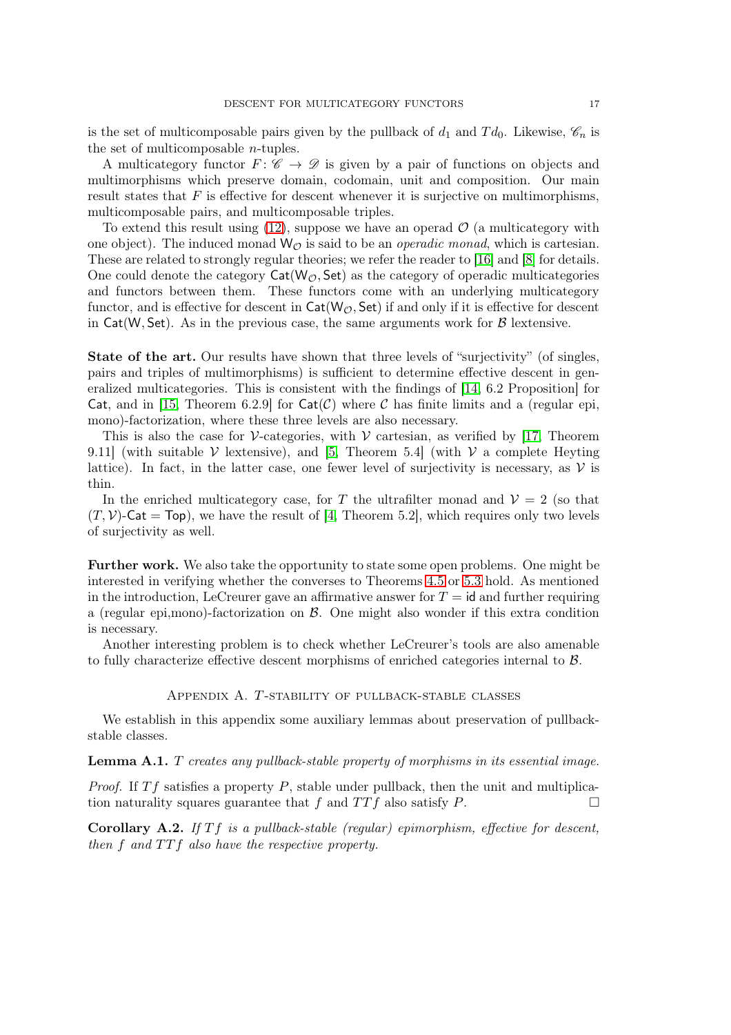is the set of multicomposable pairs given by the pullback of $d_1$ and $Td_0$. Likewise, $\mathscr{C}_n$ is the set of multicomposable $n$-tuples.

A multicategory functor $F\colon \mathscr{C} \to \mathscr{D}$ is given by a pair of functions on objects and multimorphisms which preserve domain, codomain, unit and composition. Our main result states that $F$ is effective for descent whenever it is surjective on multimorphisms, multicomposable pairs, and multicomposable triples.

To extend this result using (12), suppose we have an operad $\mathcal{O}$ (a multicategory with one object). The induced monad $\mathsf{W}_{\mathcal{O}}$ is said to be an *operadic monad*, which is cartesian. These are related to strongly regular theories; we refer the reader to [16] and [8] for details. One could denote the category $\mathsf{Cat}(\mathsf{W}_{\mathcal{O}}, \mathsf{Set})$ as the category of operadic multicategories and functors between them. These functors come with an underlying multicategory functor, and is effective for descent in $\mathsf{Cat}(\mathsf{W}_{\mathcal{O}}, \mathsf{Set})$ if and only if it is effective for descent in $\mathsf{Cat}(\mathsf{W}, \mathsf{Set})$. As in the previous case, the same arguments work for $\mathcal{B}$ lextensive.

**State of the art.** Our results have shown that three levels of "surjectivity" (of singles, pairs and triples of multimorphisms) is sufficient to determine effective descent in generalized multicategories. This is consistent with the findings of [14, 6.2 Proposition] for $\mathsf{Cat}$, and in [15, Theorem 6.2.9] for $\mathsf{Cat}(\mathcal{C})$ where $\mathcal{C}$ has finite limits and a (regular epi, mono)-factorization, where these three levels are also necessary.

This is also the case for $\mathcal{V}$-categories, with $\mathcal{V}$ cartesian, as verified by [17, Theorem 9.11] (with suitable $\mathcal{V}$ lextensive), and [5, Theorem 5.4] (with $\mathcal{V}$ a complete Heyting lattice). In fact, in the latter case, one fewer level of surjectivity is necessary, as $\mathcal{V}$ is thin.

In the enriched multicategory case, for $T$ the ultrafilter monad and $\mathcal{V} = 2$ (so that $(T, \mathcal{V})$-$\mathsf{Cat} = \mathsf{Top}$), we have the result of [4, Theorem 5.2], which requires only two levels of surjectivity as well.

**Further work.** We also take the opportunity to state some open problems. One might be interested in verifying whether the converses to Theorems 4.5 or 5.3 hold. As mentioned in the introduction, LeCreurer gave an affirmative answer for $T = \mathsf{id}$ and further requiring a (regular epi,mono)-factorization on $\mathcal{B}$. One might also wonder if this extra condition is necessary.

Another interesting problem is to check whether LeCreurer's tools are also amenable to fully characterize effective descent morphisms of enriched categories internal to $\mathcal{B}$.

## Appendix A. $T$-stability of pullback-stable classes

We establish in this appendix some auxiliary lemmas about preservation of pullback-stable classes.

**Lemma A.1.** *$T$ creates any pullback-stable property of morphisms in its essential image.*

*Proof.* If $Tf$ satisfies a property $P$, stable under pullback, then the unit and multiplication naturality squares guarantee that $f$ and $TTf$ also satisfy $P$. □

**Corollary A.2.** *If $Tf$ is a pullback-stable (regular) epimorphism, effective for descent, then $f$ and $TTf$ also have the respective property.*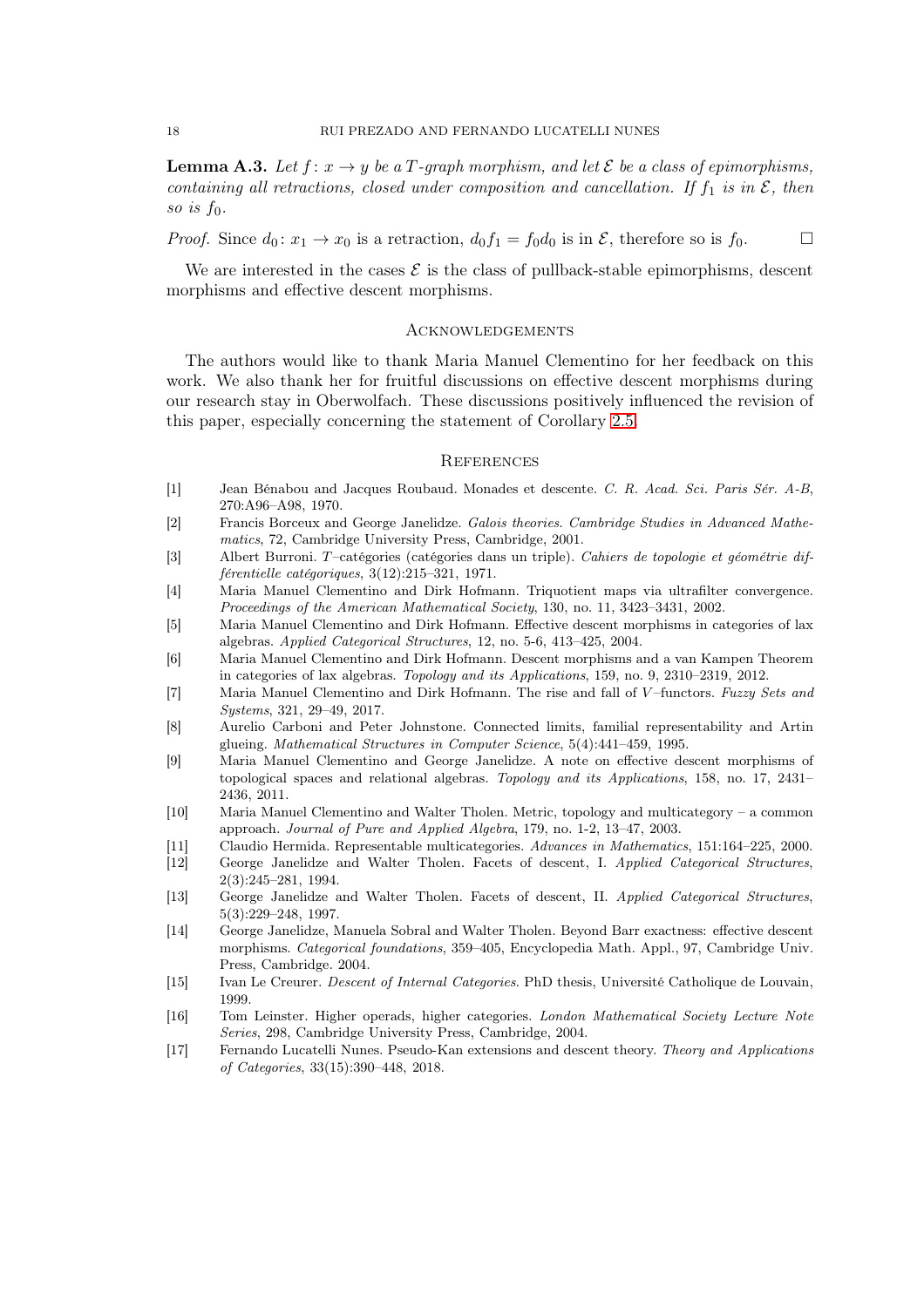**Lemma A.3.** *Let $f: x \to y$ be a $T$-graph morphism, and let $\mathcal{E}$ be a class of epimorphisms, containing all retractions, closed under composition and cancellation. If $f_1$ is in $\mathcal{E}$, then so is $f_0$.*

*Proof.* Since $d_0: x_1 \to x_0$ is a retraction, $d_0 f_1 = f_0 d_0$ is in $\mathcal{E}$, therefore so is $f_0$. $\square$

We are interested in the cases $\mathcal{E}$ is the class of pullback-stable epimorphisms, descent morphisms and effective descent morphisms.

## Acknowledgements

The authors would like to thank Maria Manuel Clementino for her feedback on this work. We also thank her for fruitful discussions on effective descent morphisms during our research stay in Oberwolfach. These discussions positively influenced the revision of this paper, especially concerning the statement of Corollary 2.5.

## References

[1] Jean Bénabou and Jacques Roubaud. Monades et descente. *C. R. Acad. Sci. Paris Sér. A-B*, 270:A96–A98, 1970.

[2] Francis Borceux and George Janelidze. *Galois theories. Cambridge Studies in Advanced Mathematics*, 72, Cambridge University Press, Cambridge, 2001.

[3] Albert Burroni. $T$–catégories (catégories dans un triple). *Cahiers de topologie et géométrie différentielle catégoriques*, 3(12):215–321, 1971.

[4] Maria Manuel Clementino and Dirk Hofmann. Triquotient maps via ultrafilter convergence. *Proceedings of the American Mathematical Society*, 130, no. 11, 3423–3431, 2002.

[5] Maria Manuel Clementino and Dirk Hofmann. Effective descent morphisms in categories of lax algebras. *Applied Categorical Structures*, 12, no. 5-6, 413–425, 2004.

[6] Maria Manuel Clementino and Dirk Hofmann. Descent morphisms and a van Kampen Theorem in categories of lax algebras. *Topology and its Applications*, 159, no. 9, 2310–2319, 2012.

[7] Maria Manuel Clementino and Dirk Hofmann. The rise and fall of $V$–functors. *Fuzzy Sets and Systems*, 321, 29–49, 2017.

[8] Aurelio Carboni and Peter Johnstone. Connected limits, familial representability and Artin glueing. *Mathematical Structures in Computer Science*, 5(4):441–459, 1995.

[9] Maria Manuel Clementino and George Janelidze. A note on effective descent morphisms of topological spaces and relational algebras. *Topology and its Applications*, 158, no. 17, 2431–2436, 2011.

[10] Maria Manuel Clementino and Walter Tholen. Metric, topology and multicategory – a common approach. *Journal of Pure and Applied Algebra*, 179, no. 1-2, 13–47, 2003.

[11] Claudio Hermida. Representable multicategories. *Advances in Mathematics*, 151:164–225, 2000.

[12] George Janelidze and Walter Tholen. Facets of descent, I. *Applied Categorical Structures*, 2(3):245–281, 1994.

[13] George Janelidze and Walter Tholen. Facets of descent, II. *Applied Categorical Structures*, 5(3):229–248, 1997.

[14] George Janelidze, Manuela Sobral and Walter Tholen. Beyond Barr exactness: effective descent morphisms. *Categorical foundations*, 359–405, Encyclopedia Math. Appl., 97, Cambridge Univ. Press, Cambridge. 2004.

[15] Ivan Le Creurer. *Descent of Internal Categories*. PhD thesis, Université Catholique de Louvain, 1999.

[16] Tom Leinster. Higher operads, higher categories. *London Mathematical Society Lecture Note Series*, 298, Cambridge University Press, Cambridge, 2004.

[17] Fernando Lucatelli Nunes. Pseudo-Kan extensions and descent theory. *Theory and Applications of Categories*, 33(15):390–448, 2018.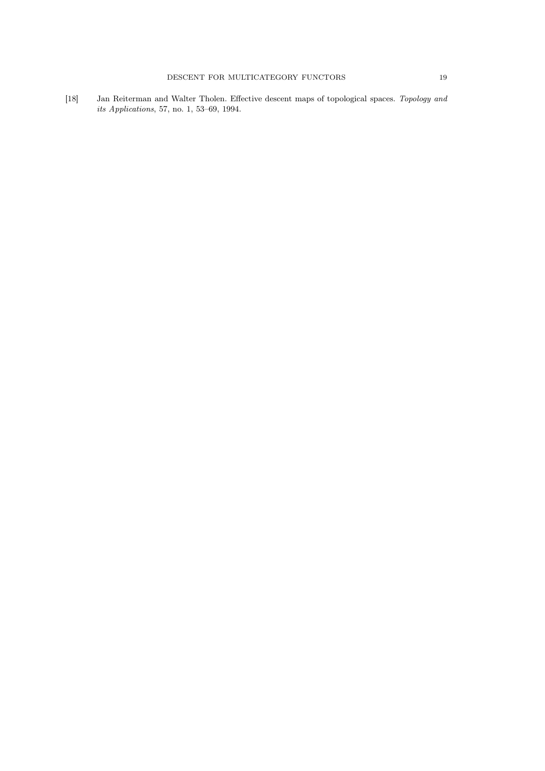[18] Jan Reiterman and Walter Tholen. Effective descent maps of topological spaces. *Topology and its Applications*, 57, no. 1, 53–69, 1994.